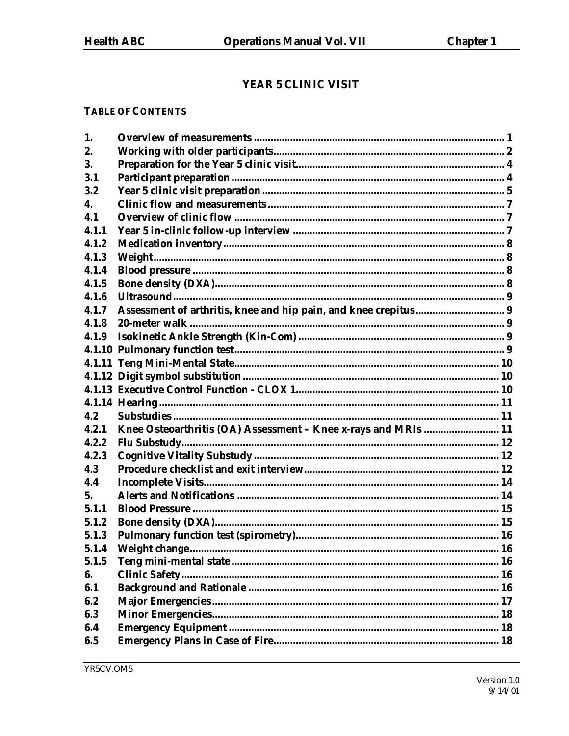# YEAR 5 CLINIC VISIT

**TABLE OF CONTENTS**

| | | |
|---|---|---|
| 1. | Overview of measurements | 1 |
| 2. | Working with older participants | 2 |
| 3. | Preparation for the Year 5 clinic visit | 4 |
| 3.1 | Participant preparation | 4 |
| 3.2 | Year 5 clinic visit preparation | 5 |
| 4. | Clinic flow and measurements | 7 |
| 4.1 | Overview of clinic flow | 7 |
| 4.1.1 | Year 5 in-clinic follow-up interview | 7 |
| 4.1.2 | Medication inventory | 8 |
| 4.1.3 | Weight | 8 |
| 4.1.4 | Blood pressure | 8 |
| 4.1.5 | Bone density (DXA) | 8 |
| 4.1.6 | Ultrasound | 9 |
| 4.1.7 | Assessment of arthritis, knee and hip pain, and knee crepitus | 9 |
| 4.1.8 | 20-meter walk | 9 |
| 4.1.9 | Isokinetic Ankle Strength (Kin-Com) | 9 |
| 4.1.10 | Pulmonary function test | 9 |
| 4.1.11 | Teng Mini-Mental State | 10 |
| 4.1.12 | Digit symbol substitution | 10 |
| 4.1.13 | Executive Control Function - CLOX 1 | 10 |
| 4.1.14 | Hearing | 11 |
| 4.2 | Substudies | 11 |
| 4.2.1 | Knee Osteoarthritis (OA) Assessment – Knee x-rays and MRIs | 11 |
| 4.2.2 | Flu Substudy | 12 |
| 4.2.3 | Cognitive Vitality Substudy | 12 |
| 4.3 | Procedure checklist and exit interview | 12 |
| 4.4 | Incomplete Visits | 14 |
| 5. | Alerts and Notifications | 14 |
| 5.1.1 | Blood Pressure | 15 |
| 5.1.2 | Bone density (DXA) | 15 |
| 5.1.3 | Pulmonary function test (spirometry) | 16 |
| 5.1.4 | Weight change | 16 |
| 5.1.5 | Teng mini-mental state | 16 |
| 6. | Clinic Safety | 16 |
| 6.1 | Background and Rationale | 16 |
| 6.2 | Major Emergencies | 17 |
| 6.3 | Minor Emergencies | 18 |
| 6.4 | Emergency Equipment | 18 |
| 6.5 | Emergency Plans in Case of Fire | 18 |

YR5CV.OM5

Version 1.0
9/14/01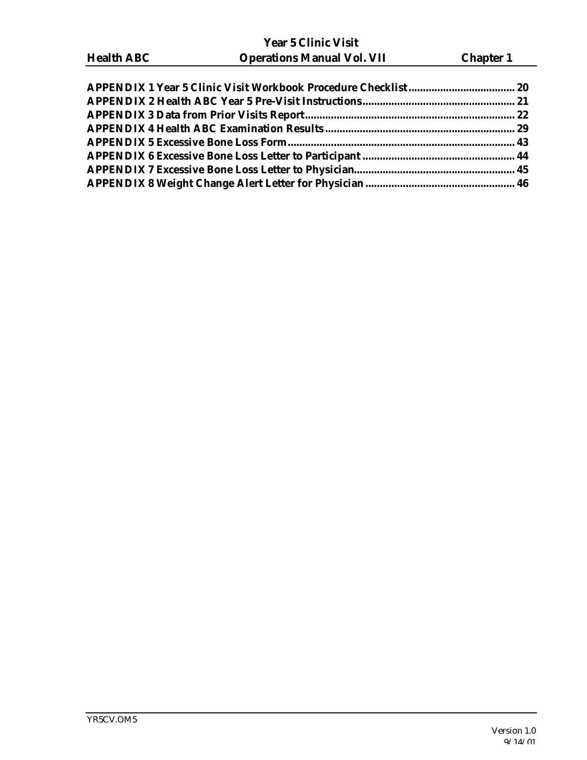**APPENDIX 1 Year 5 Clinic Visit Workbook Procedure Checklist .................................... 20**
**APPENDIX 2 Health ABC Year 5 Pre-Visit Instructions.................................................... 21**
**APPENDIX 3 Data from Prior Visits Report....................................................................... 22**
**APPENDIX 4 Health ABC Examination Results ................................................................ 29**
**APPENDIX 5 Excessive Bone Loss Form............................................................................ 43**
**APPENDIX 6 Excessive Bone Loss Letter to Participant .................................................. 44**
**APPENDIX 7 Excessive Bone Loss Letter to Physician...................................................... 45**
**APPENDIX 8 Weight Change Alert Letter for Physician .................................................. 46**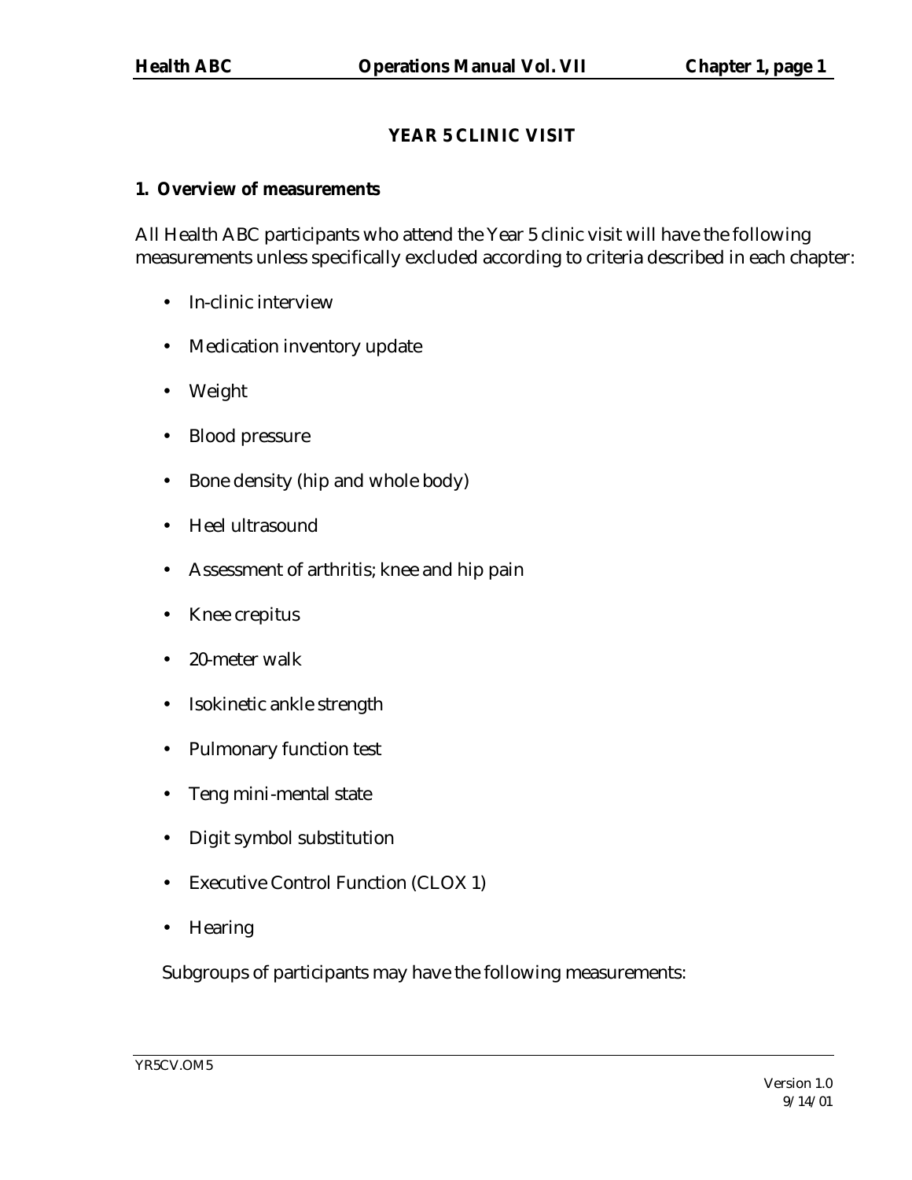# YEAR 5 CLINIC VISIT

## 1. Overview of measurements

All Health ABC participants who attend the Year 5 clinic visit will have the following measurements unless specifically excluded according to criteria described in each chapter:

- In-clinic interview
- Medication inventory update
- Weight
- Blood pressure
- Bone density (hip and whole body)
- Heel ultrasound
- Assessment of arthritis; knee and hip pain
- Knee crepitus
- 20-meter walk
- Isokinetic ankle strength
- Pulmonary function test
- Teng mini-mental state
- Digit symbol substitution
- Executive Control Function (CLOX 1)
- Hearing

Subgroups of participants may have the following measurements: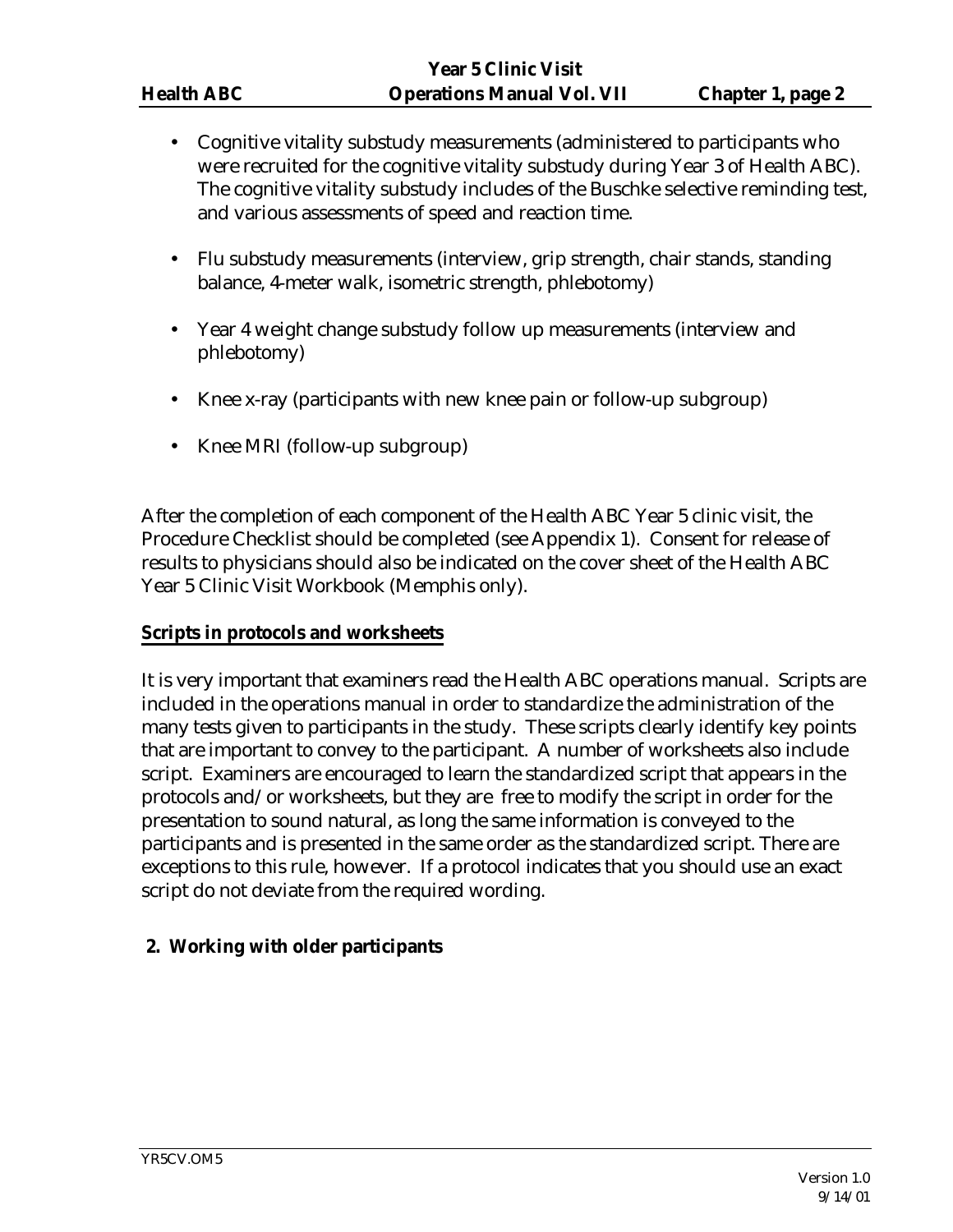- Cognitive vitality substudy measurements (administered to participants who were recruited for the cognitive vitality substudy during Year 3 of Health ABC). The cognitive vitality substudy includes of the Buschke selective reminding test, and various assessments of speed and reaction time.

- Flu substudy measurements (interview, grip strength, chair stands, standing balance, 4-meter walk, isometric strength, phlebotomy)

- Year 4 weight change substudy follow up measurements (interview and phlebotomy)

- Knee x-ray (participants with new knee pain or follow-up subgroup)

- Knee MRI (follow-up subgroup)

After the completion of each component of the Health ABC Year 5 clinic visit, the Procedure Checklist should be completed (see Appendix 1). Consent for release of results to physicians should also be indicated on the cover sheet of the Health ABC Year 5 Clinic Visit Workbook (Memphis only).

**Scripts in protocols and worksheets**

It is very important that examiners read the Health ABC operations manual. Scripts are included in the operations manual in order to standardize the administration of the many tests given to participants in the study. These scripts clearly identify key points that are important to convey to the participant. A number of worksheets also include script. Examiners are encouraged to learn the standardized script that appears in the protocols and/or worksheets, but they are free to modify the script in order for the presentation to sound natural, as long the same information is conveyed to the participants and is presented in the same order as the standardized script. There are exceptions to this rule, however. If a protocol indicates that you should use an exact script do not deviate from the required wording.

## 2. Working with older participants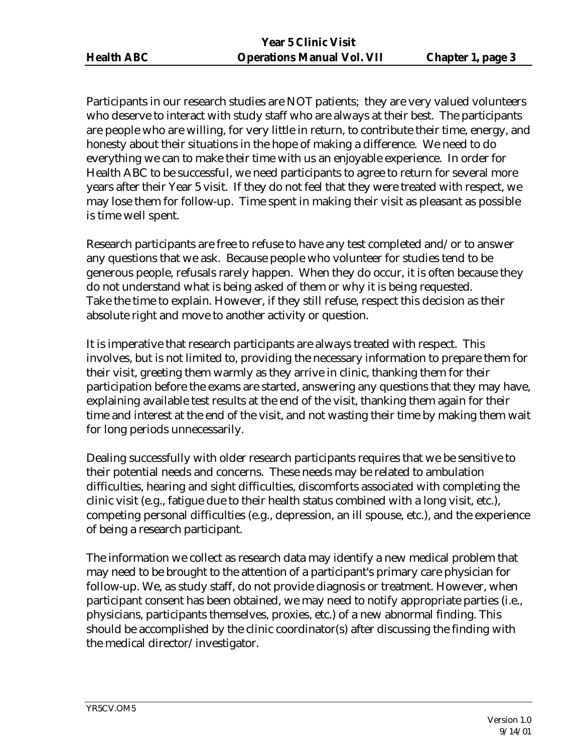Participants in our research studies are NOT patients; they are very valued volunteers who deserve to interact with study staff who are always at their best. The participants are people who are willing, for very little in return, to contribute their time, energy, and honesty about their situations in the hope of making a difference. We need to do everything we can to make their time with us an enjoyable experience. In order for Health ABC to be successful, we need participants to agree to return for several more years after their Year 5 visit. If they do not feel that they were treated with respect, we may lose them for follow-up. Time spent in making their visit as pleasant as possible is time well spent.

Research participants are free to refuse to have any test completed and/or to answer any questions that we ask. Because people who volunteer for studies tend to be generous people, refusals rarely happen. When they do occur, it is often because they do not understand what is being asked of them or why it is being requested. Take the time to explain. However, if they still refuse, respect this decision as their absolute right and move to another activity or question.

It is imperative that research participants are always treated with respect. This involves, but is not limited to, providing the necessary information to prepare them for their visit, greeting them warmly as they arrive in clinic, thanking them for their participation before the exams are started, answering any questions that they may have, explaining available test results at the end of the visit, thanking them again for their time and interest at the end of the visit, and not wasting their time by making them wait for long periods unnecessarily.

Dealing successfully with older research participants requires that we be sensitive to their potential needs and concerns. These needs may be related to ambulation difficulties, hearing and sight difficulties, discomforts associated with completing the clinic visit (e.g., fatigue due to their health status combined with a long visit, etc.), competing personal difficulties (e.g., depression, an ill spouse, etc.), and the experience of being a research participant.

The information we collect as research data may identify a new medical problem that may need to be brought to the attention of a participant's primary care physician for follow-up. We, as study staff, do not provide diagnosis or treatment. However, when participant consent has been obtained, we may need to notify appropriate parties (i.e., physicians, participants themselves, proxies, etc.) of a new abnormal finding. This should be accomplished by the clinic coordinator(s) after discussing the finding with the medical director/investigator.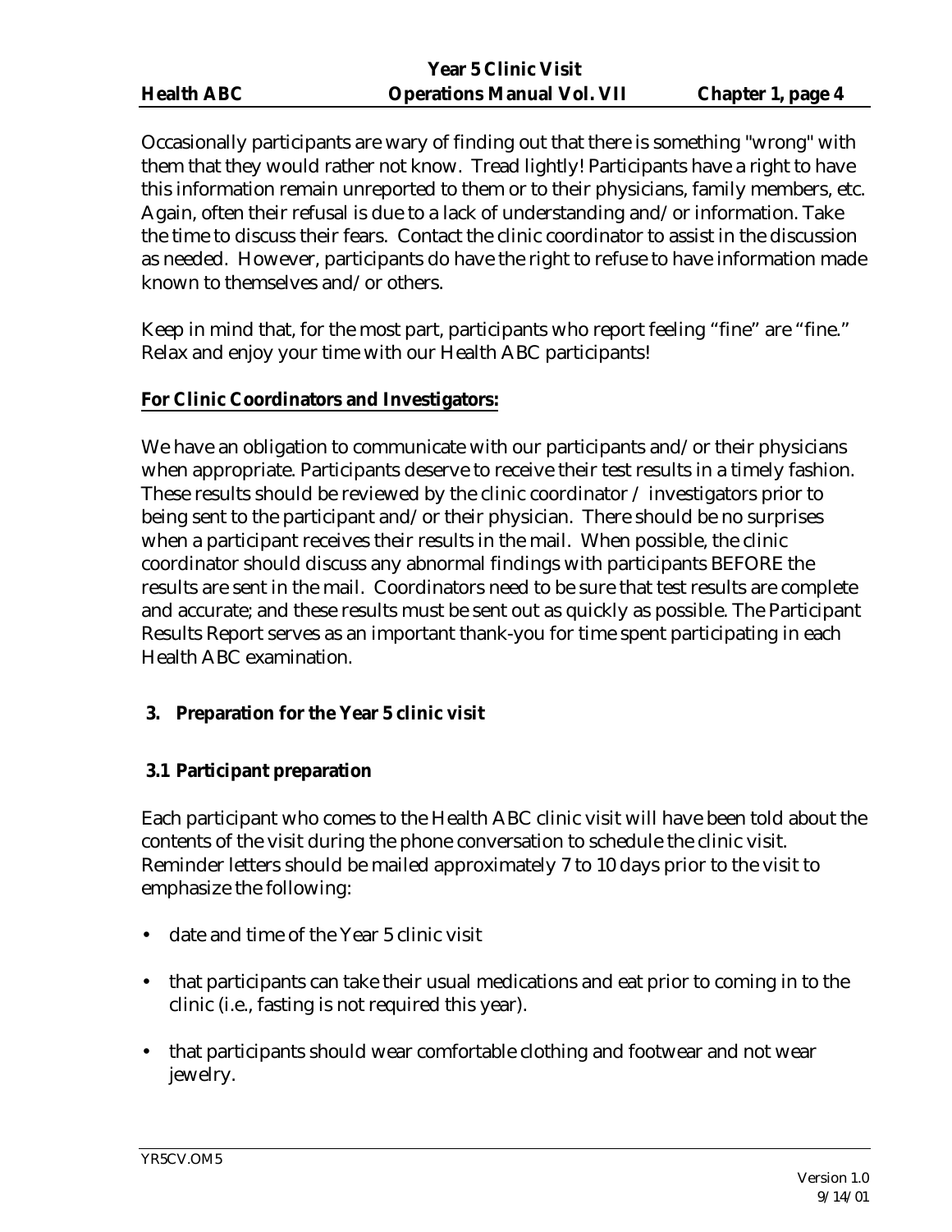Occasionally participants are wary of finding out that there is something "wrong" with them that they would rather not know. Tread lightly! Participants have a right to have this information remain unreported to them or to their physicians, family members, etc. Again, often their refusal is due to a lack of understanding and/or information. Take the time to discuss their fears. Contact the clinic coordinator to assist in the discussion as needed. However, participants do have the right to refuse to have information made known to themselves and/or others.

Keep in mind that, for the most part, participants who report feeling "fine" are "fine." Relax and enjoy your time with our Health ABC participants!

**For Clinic Coordinators and Investigators:**

We have an obligation to communicate with our participants and/or their physicians when appropriate. Participants deserve to receive their test results in a timely fashion. These results should be reviewed by the clinic coordinator / investigators prior to being sent to the participant and/or their physician. There should be no surprises when a participant receives their results in the mail. When possible, the clinic coordinator should discuss any abnormal findings with participants BEFORE the results are sent in the mail. Coordinators need to be sure that test results are complete and accurate; and these results must be sent out as quickly as possible. The Participant Results Report serves as an important thank-you for time spent participating in each Health ABC examination.

## 3. Preparation for the Year 5 clinic visit

### 3.1 Participant preparation

Each participant who comes to the Health ABC clinic visit will have been told about the contents of the visit during the phone conversation to schedule the clinic visit. Reminder letters should be mailed approximately 7 to 10 days prior to the visit to emphasize the following:

- date and time of the Year 5 clinic visit
- that participants can take their usual medications and eat prior to coming in to the clinic (i.e., fasting is not required this year).
- that participants should wear comfortable clothing and footwear and not wear jewelry.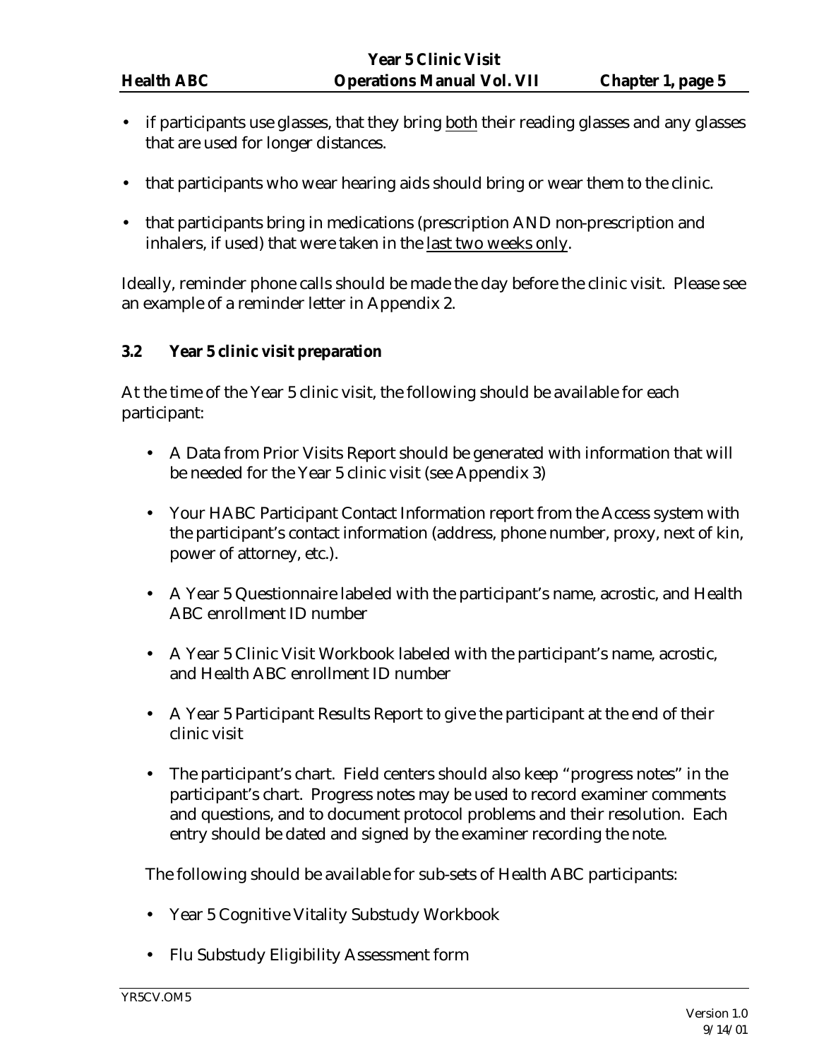- if participants use glasses, that they bring both their reading glasses and any glasses that are used for longer distances.

- that participants who wear hearing aids should bring or wear them to the clinic.

- that participants bring in medications (prescription AND non-prescription and inhalers, if used) that were taken in the last two weeks only.

Ideally, reminder phone calls should be made the day before the clinic visit. Please see an example of a reminder letter in Appendix 2.

### 3.2 Year 5 clinic visit preparation

At the time of the Year 5 clinic visit, the following should be available for each participant:

- A Data from Prior Visits Report should be generated with information that will be needed for the Year 5 clinic visit (see Appendix 3)

- Your HABC Participant Contact Information report from the Access system with the participant's contact information (address, phone number, proxy, next of kin, power of attorney, etc.).

- A Year 5 Questionnaire labeled with the participant's name, acrostic, and Health ABC enrollment ID number

- A Year 5 Clinic Visit Workbook labeled with the participant's name, acrostic, and Health ABC enrollment ID number

- A Year 5 Participant Results Report to give the participant at the end of their clinic visit

- The participant's chart. Field centers should also keep "progress notes" in the participant's chart. Progress notes may be used to record examiner comments and questions, and to document protocol problems and their resolution. Each entry should be dated and signed by the examiner recording the note.

The following should be available for sub-sets of Health ABC participants:

- Year 5 Cognitive Vitality Substudy Workbook

- Flu Substudy Eligibility Assessment form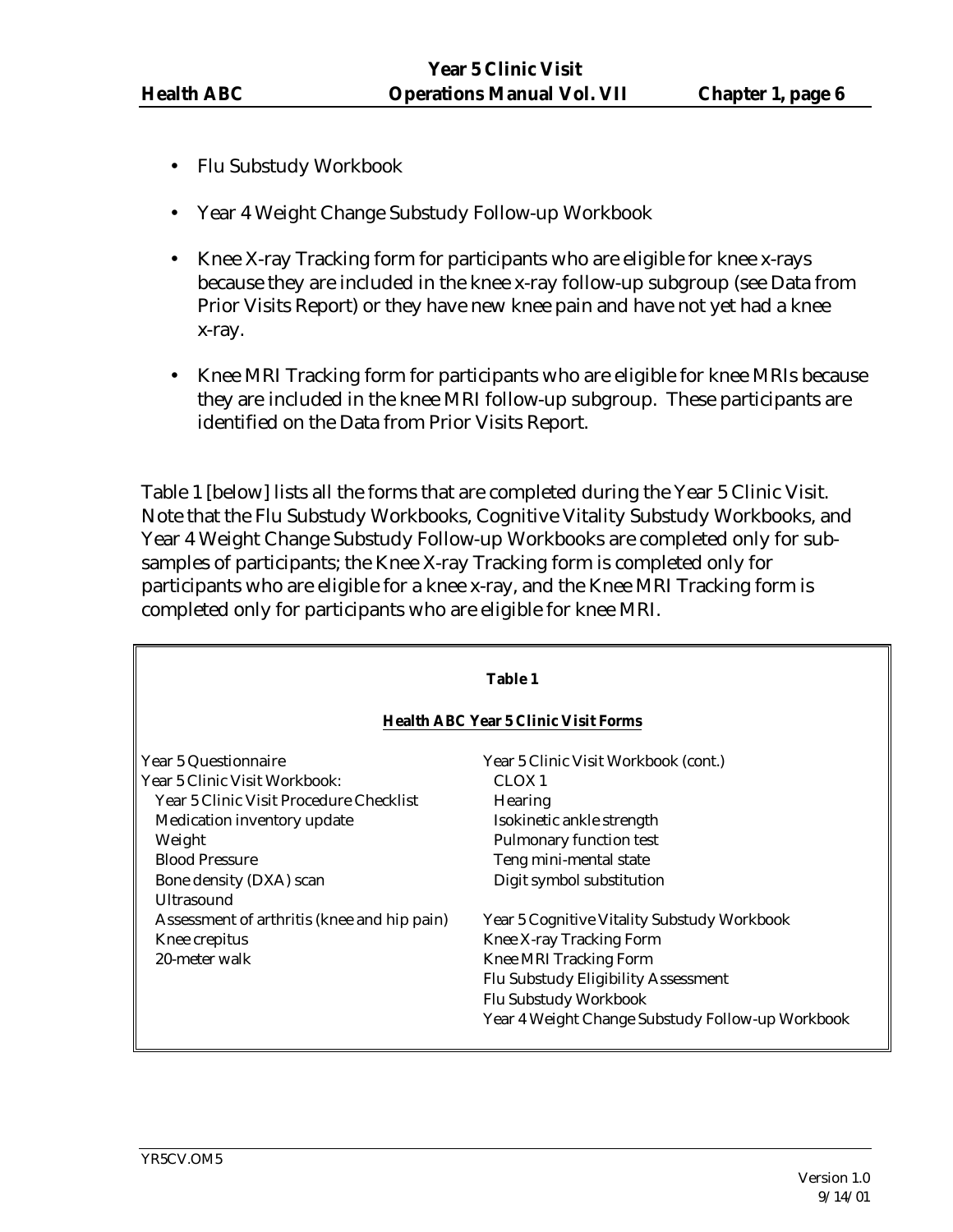- Flu Substudy Workbook
- Year 4 Weight Change Substudy Follow-up Workbook
- Knee X-ray Tracking form for participants who are eligible for knee x-rays because they are included in the knee x-ray follow-up subgroup (see Data from Prior Visits Report) or they have new knee pain and have not yet had a knee x-ray.
- Knee MRI Tracking form for participants who are eligible for knee MRIs because they are included in the knee MRI follow-up subgroup. These participants are identified on the Data from Prior Visits Report.

Table 1 [below] lists all the forms that are completed during the Year 5 Clinic Visit. Note that the Flu Substudy Workbooks, Cognitive Vitality Substudy Workbooks, and Year 4 Weight Change Substudy Follow-up Workbooks are completed only for sub-samples of participants; the Knee X-ray Tracking form is completed only for participants who are eligible for a knee x-ray, and the Knee MRI Tracking form is completed only for participants who are eligible for knee MRI.

**Table 1**

**Health ABC Year 5 Clinic Visit Forms**

| | |
|---|---|
| Year 5 Questionnaire | Year 5 Clinic Visit Workbook (cont.) |
| Year 5 Clinic Visit Workbook: | CLOX 1 |
| Year 5 Clinic Visit Procedure Checklist | Hearing |
| Medication inventory update | Isokinetic ankle strength |
| Weight | Pulmonary function test |
| Blood Pressure | Teng mini-mental state |
| Bone density (DXA) scan | Digit symbol substitution |
| Ultrasound | |
| Assessment of arthritis (knee and hip pain) | Year 5 Cognitive Vitality Substudy Workbook |
| Knee crepitus | Knee X-ray Tracking Form |
| 20-meter walk | Knee MRI Tracking Form |
| | Flu Substudy Eligibility Assessment |
| | Flu Substudy Workbook |
| | Year 4 Weight Change Substudy Follow-up Workbook |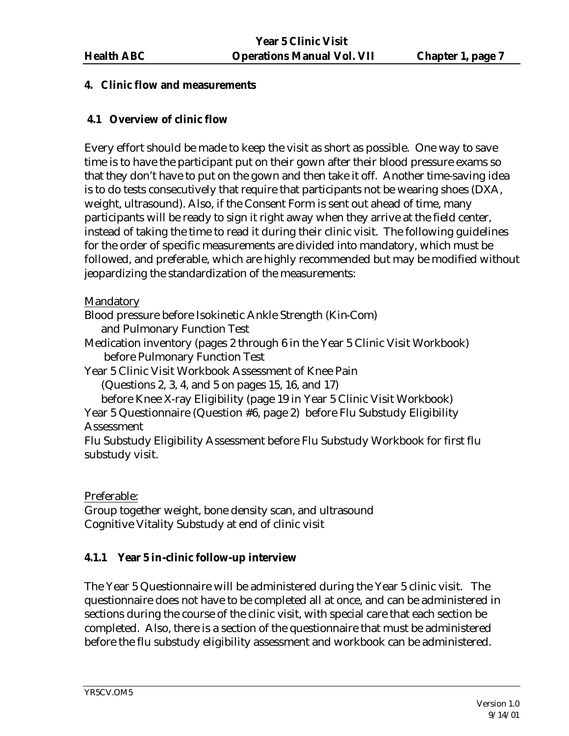## 4. Clinic flow and measurements

### 4.1 Overview of clinic flow

Every effort should be made to keep the visit as short as possible. One way to save time is to have the participant put on their gown after their blood pressure exams so that they don't have to put on the gown and then take it off. Another time-saving idea is to do tests consecutively that require that participants not be wearing shoes (DXA, weight, ultrasound). Also, if the Consent Form is sent out ahead of time, many participants will be ready to sign it right away when they arrive at the field center, instead of taking the time to read it during their clinic visit. The following guidelines for the order of specific measurements are divided into mandatory, which must be followed, and preferable, which are highly recommended but may be modified without jeopardizing the standardization of the measurements:

Mandatory

Blood pressure before Isokinetic Ankle Strength (Kin-Com)
 and Pulmonary Function Test

Medication inventory (pages 2 through 6 in the Year 5 Clinic Visit Workbook)
 before Pulmonary Function Test

Year 5 Clinic Visit Workbook Assessment of Knee Pain
 (Questions 2, 3, 4, and 5 on pages 15, 16, and 17)
 before Knee X-ray Eligibility (page 19 in Year 5 Clinic Visit Workbook)

Year 5 Questionnaire (Question #6, page 2) before Flu Substudy Eligibility Assessment

Flu Substudy Eligibility Assessment before Flu Substudy Workbook for first flu substudy visit.

Preferable:

Group together weight, bone density scan, and ultrasound

Cognitive Vitality Substudy at end of clinic visit

#### 4.1.1 Year 5 in-clinic follow-up interview

The Year 5 Questionnaire will be administered during the Year 5 clinic visit. The questionnaire does not have to be completed all at once, and can be administered in sections during the course of the clinic visit, with special care that each section be completed. Also, there is a section of the questionnaire that must be administered before the flu substudy eligibility assessment and workbook can be administered.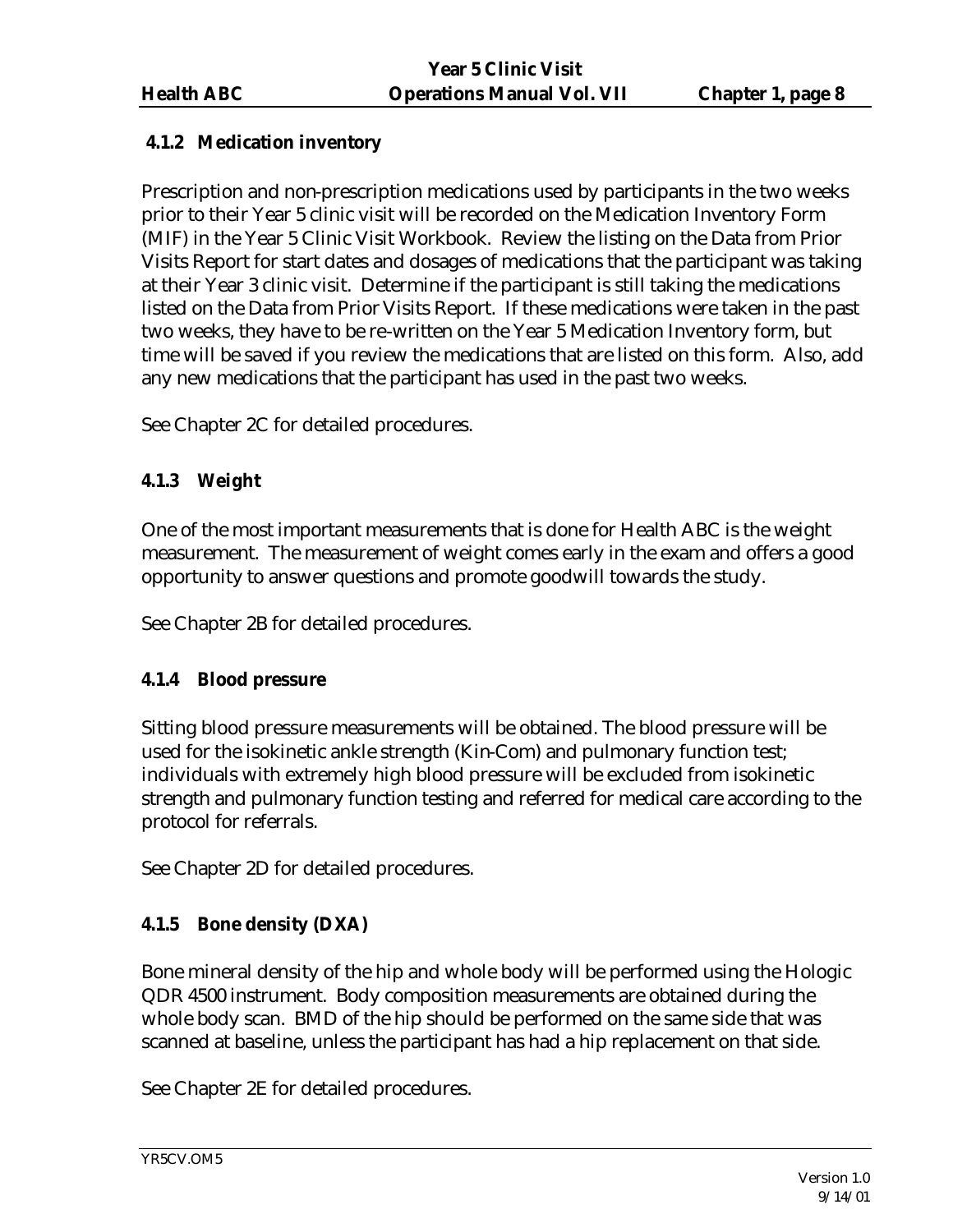### 4.1.2 Medication inventory

Prescription and non-prescription medications used by participants in the two weeks prior to their Year 5 clinic visit will be recorded on the Medication Inventory Form (MIF) in the Year 5 Clinic Visit Workbook. Review the listing on the Data from Prior Visits Report for start dates and dosages of medications that the participant was taking at their Year 3 clinic visit. Determine if the participant is still taking the medications listed on the Data from Prior Visits Report. If these medications were taken in the past two weeks, they have to be re-written on the Year 5 Medication Inventory form, but time will be saved if you review the medications that are listed on this form. Also, add any new medications that the participant has used in the past two weeks.

See Chapter 2C for detailed procedures.

### 4.1.3 Weight

One of the most important measurements that is done for Health ABC is the weight measurement. The measurement of weight comes early in the exam and offers a good opportunity to answer questions and promote goodwill towards the study.

See Chapter 2B for detailed procedures.

### 4.1.4 Blood pressure

Sitting blood pressure measurements will be obtained. The blood pressure will be used for the isokinetic ankle strength (Kin-Com) and pulmonary function test; individuals with extremely high blood pressure will be excluded from isokinetic strength and pulmonary function testing and referred for medical care according to the protocol for referrals.

See Chapter 2D for detailed procedures.

### 4.1.5 Bone density (DXA)

Bone mineral density of the hip and whole body will be performed using the Hologic QDR 4500 instrument. Body composition measurements are obtained during the whole body scan. BMD of the hip should be performed on the same side that was scanned at baseline, unless the participant has had a hip replacement on that side.

See Chapter 2E for detailed procedures.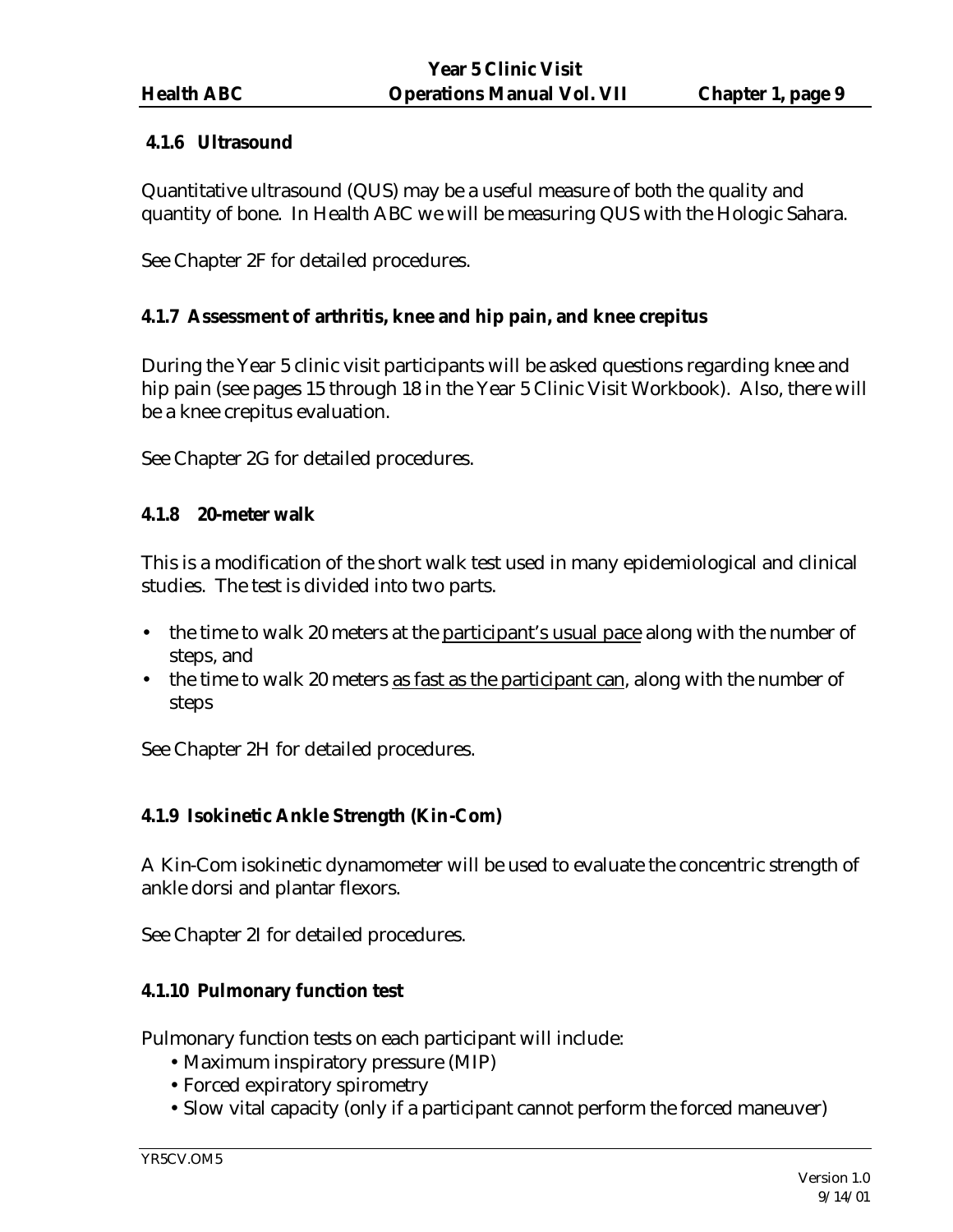### 4.1.6 Ultrasound

Quantitative ultrasound (QUS) may be a useful measure of both the quality and quantity of bone. In Health ABC we will be measuring QUS with the Hologic Sahara.

See Chapter 2F for detailed procedures.

### 4.1.7 Assessment of arthritis, knee and hip pain, and knee crepitus

During the Year 5 clinic visit participants will be asked questions regarding knee and hip pain (see pages 15 through 18 in the Year 5 Clinic Visit Workbook). Also, there will be a knee crepitus evaluation.

See Chapter 2G for detailed procedures.

### 4.1.8 20-meter walk

This is a modification of the short walk test used in many epidemiological and clinical studies. The test is divided into two parts.

- the time to walk 20 meters at the participant's usual pace along with the number of steps, and
- the time to walk 20 meters as fast as the participant can, along with the number of steps

See Chapter 2H for detailed procedures.

### 4.1.9 Isokinetic Ankle Strength (Kin-Com)

A Kin-Com isokinetic dynamometer will be used to evaluate the concentric strength of ankle dorsi and plantar flexors.

See Chapter 2I for detailed procedures.

### 4.1.10 Pulmonary function test

Pulmonary function tests on each participant will include:

- Maximum inspiratory pressure (MIP)
- Forced expiratory spirometry
- Slow vital capacity (only if a participant cannot perform the forced maneuver)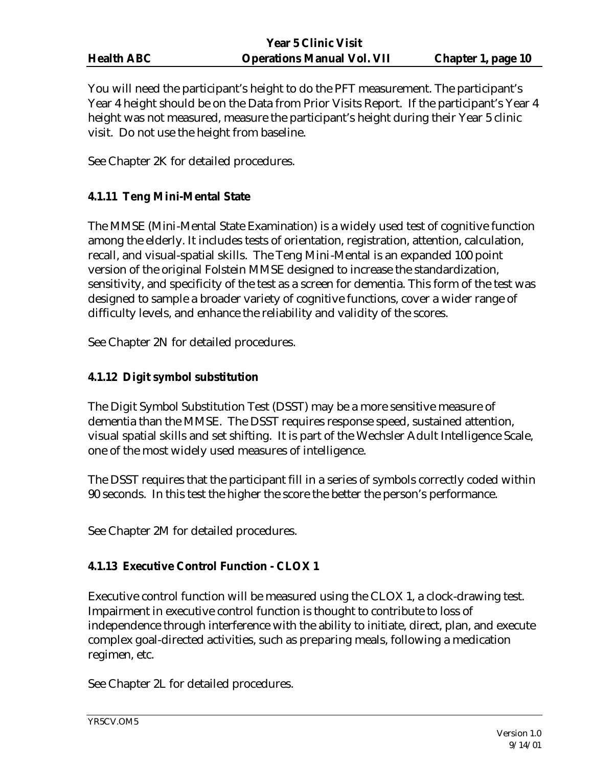You will need the participant's height to do the PFT measurement. The participant's Year 4 height should be on the Data from Prior Visits Report. If the participant's Year 4 height was not measured, measure the participant's height during their Year 5 clinic visit. Do not use the height from baseline.

See Chapter 2K for detailed procedures.

### 4.1.11 Teng Mini-Mental State

The MMSE (Mini-Mental State Examination) is a widely used test of cognitive function among the elderly. It includes tests of orientation, registration, attention, calculation, recall, and visual-spatial skills. The Teng Mini-Mental is an expanded 100 point version of the original Folstein MMSE designed to increase the standardization, sensitivity, and specificity of the test as a screen for dementia. This form of the test was designed to sample a broader variety of cognitive functions, cover a wider range of difficulty levels, and enhance the reliability and validity of the scores.

See Chapter 2N for detailed procedures.

### 4.1.12 Digit symbol substitution

The Digit Symbol Substitution Test (DSST) may be a more sensitive measure of dementia than the MMSE. The DSST requires response speed, sustained attention, visual spatial skills and set shifting. It is part of the Wechsler Adult Intelligence Scale, one of the most widely used measures of intelligence.

The DSST requires that the participant fill in a series of symbols correctly coded within 90 seconds. In this test the higher the score the better the person's performance.

See Chapter 2M for detailed procedures.

### 4.1.13 Executive Control Function - CLOX 1

Executive control function will be measured using the CLOX 1, a clock-drawing test. Impairment in executive control function is thought to contribute to loss of independence through interference with the ability to initiate, direct, plan, and execute complex goal-directed activities, such as preparing meals, following a medication regimen, etc.

See Chapter 2L for detailed procedures.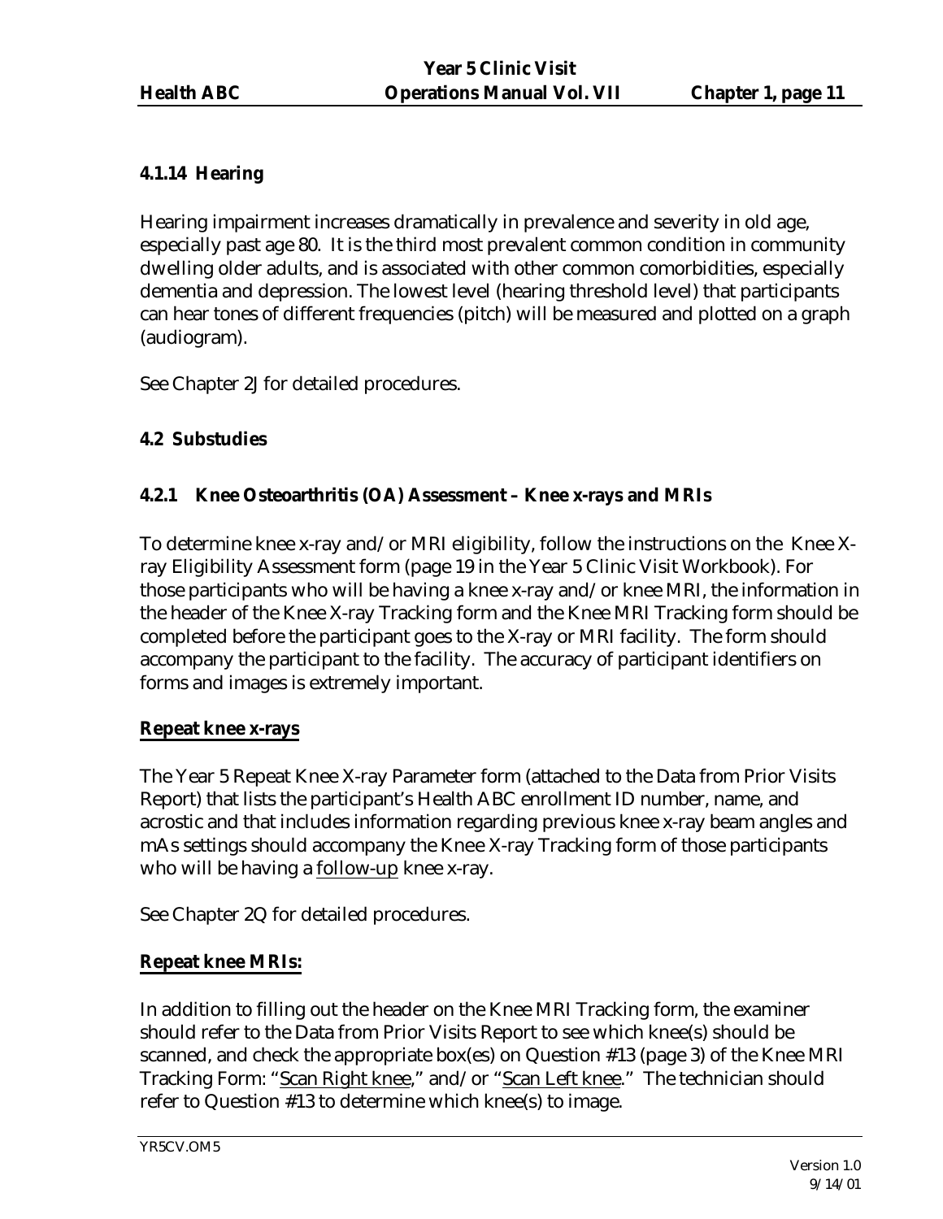### 4.1.14 Hearing

Hearing impairment increases dramatically in prevalence and severity in old age, especially past age 80. It is the third most prevalent common condition in community dwelling older adults, and is associated with other common comorbidities, especially dementia and depression. The lowest level (hearing threshold level) that participants can hear tones of different frequencies (pitch) will be measured and plotted on a graph (audiogram).

See Chapter 2J for detailed procedures.

### 4.2 Substudies

#### 4.2.1 Knee Osteoarthritis (OA) Assessment – Knee x-rays and MRIs

To determine knee x-ray and/or MRI eligibility, follow the instructions on the Knee X-ray Eligibility Assessment form (page 19 in the Year 5 Clinic Visit Workbook). For those participants who will be having a knee x-ray and/or knee MRI, the information in the header of the Knee X-ray Tracking form and the Knee MRI Tracking form should be completed before the participant goes to the X-ray or MRI facility. The form should accompany the participant to the facility. The accuracy of participant identifiers on forms and images is extremely important.

**Repeat knee x-rays**

The Year 5 Repeat Knee X-ray Parameter form (attached to the Data from Prior Visits Report) that lists the participant's Health ABC enrollment ID number, name, and acrostic and that includes information regarding previous knee x-ray beam angles and mAs settings should accompany the Knee X-ray Tracking form of those participants who will be having a follow-up knee x-ray.

See Chapter 2Q for detailed procedures.

**Repeat knee MRIs:**

In addition to filling out the header on the Knee MRI Tracking form, the examiner should refer to the Data from Prior Visits Report to see which knee(s) should be scanned, and check the appropriate box(es) on Question #13 (page 3) of the Knee MRI Tracking Form: "Scan Right knee," and/or "Scan Left knee." The technician should refer to Question #13 to determine which knee(s) to image.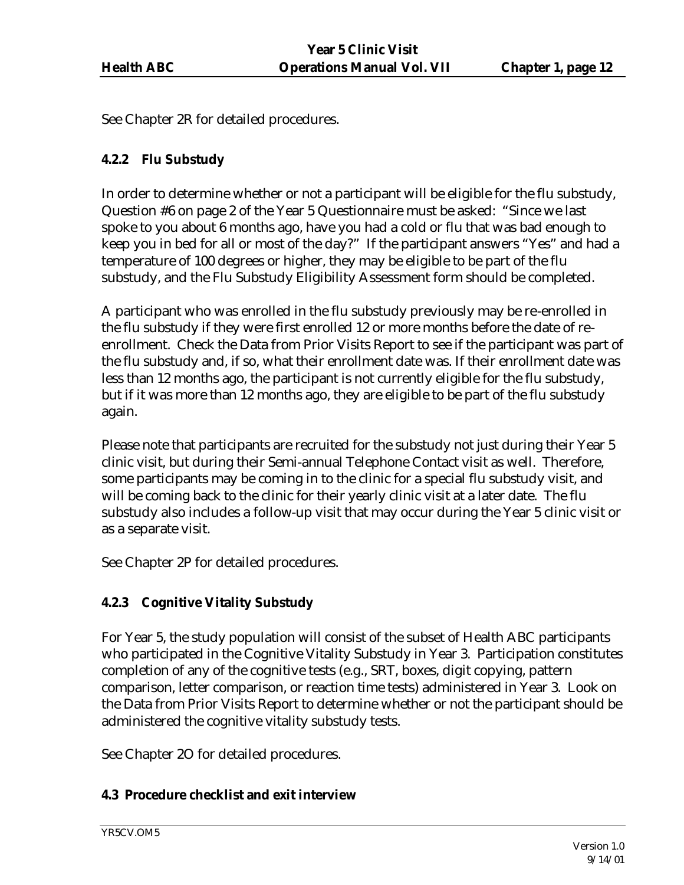See Chapter 2R for detailed procedures.

### 4.2.2 Flu Substudy

In order to determine whether or not a participant will be eligible for the flu substudy, Question #6 on page 2 of the Year 5 Questionnaire must be asked: "Since we last spoke to you about 6 months ago, have you had a cold or flu that was bad enough to keep you in bed for all or most of the day?" If the participant answers "Yes" and had a temperature of 100 degrees or higher, they may be eligible to be part of the flu substudy, and the Flu Substudy Eligibility Assessment form should be completed.

A participant who was enrolled in the flu substudy previously may be re-enrolled in the flu substudy if they were first enrolled 12 or more months before the date of re-enrollment. Check the Data from Prior Visits Report to see if the participant was part of the flu substudy and, if so, what their enrollment date was. If their enrollment date was less than 12 months ago, the participant is not currently eligible for the flu substudy, but if it was more than 12 months ago, they are eligible to be part of the flu substudy again.

Please note that participants are recruited for the substudy not just during their Year 5 clinic visit, but during their Semi-annual Telephone Contact visit as well. Therefore, some participants may be coming in to the clinic for a special flu substudy visit, and will be coming back to the clinic for their yearly clinic visit at a later date. The flu substudy also includes a follow-up visit that may occur during the Year 5 clinic visit or as a separate visit.

See Chapter 2P for detailed procedures.

### 4.2.3 Cognitive Vitality Substudy

For Year 5, the study population will consist of the subset of Health ABC participants who participated in the Cognitive Vitality Substudy in Year 3. Participation constitutes completion of any of the cognitive tests (e.g., SRT, boxes, digit copying, pattern comparison, letter comparison, or reaction time tests) administered in Year 3. Look on the Data from Prior Visits Report to determine whether or not the participant should be administered the cognitive vitality substudy tests.

See Chapter 2O for detailed procedures.

## 4.3 Procedure checklist and exit interview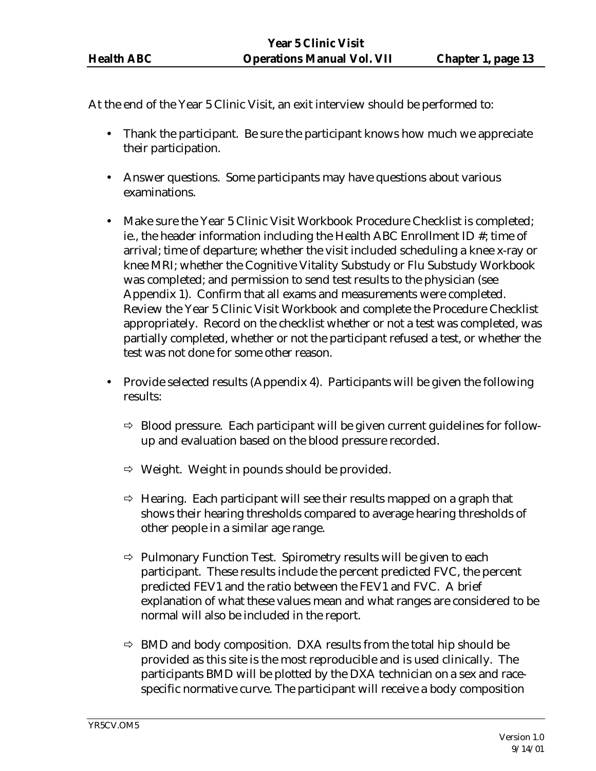At the end of the Year 5 Clinic Visit, an exit interview should be performed to:

- Thank the participant. Be sure the participant knows how much we appreciate their participation.
- Answer questions. Some participants may have questions about various examinations.
- Make sure the Year 5 Clinic Visit Workbook Procedure Checklist is completed; ie., the header information including the Health ABC Enrollment ID #; time of arrival; time of departure; whether the visit included scheduling a knee x-ray or knee MRI; whether the Cognitive Vitality Substudy or Flu Substudy Workbook was completed; and permission to send test results to the physician (see Appendix 1). Confirm that all exams and measurements were completed. Review the Year 5 Clinic Visit Workbook and complete the Procedure Checklist appropriately. Record on the checklist whether or not a test was completed, was partially completed, whether or not the participant refused a test, or whether the test was not done for some other reason.
- Provide selected results (Appendix 4). Participants will be given the following results:
  - ⇨ Blood pressure. Each participant will be given current guidelines for follow-up and evaluation based on the blood pressure recorded.
  - ⇨ Weight. Weight in pounds should be provided.
  - ⇨ Hearing. Each participant will see their results mapped on a graph that shows their hearing thresholds compared to average hearing thresholds of other people in a similar age range.
  - ⇨ Pulmonary Function Test. Spirometry results will be given to each participant. These results include the percent predicted FVC, the percent predicted FEV1 and the ratio between the FEV1 and FVC. A brief explanation of what these values mean and what ranges are considered to be normal will also be included in the report.
  - ⇨ BMD and body composition. DXA results from the total hip should be provided as this site is the most reproducible and is used clinically. The participants BMD will be plotted by the DXA technician on a sex and race-specific normative curve. The participant will receive a body composition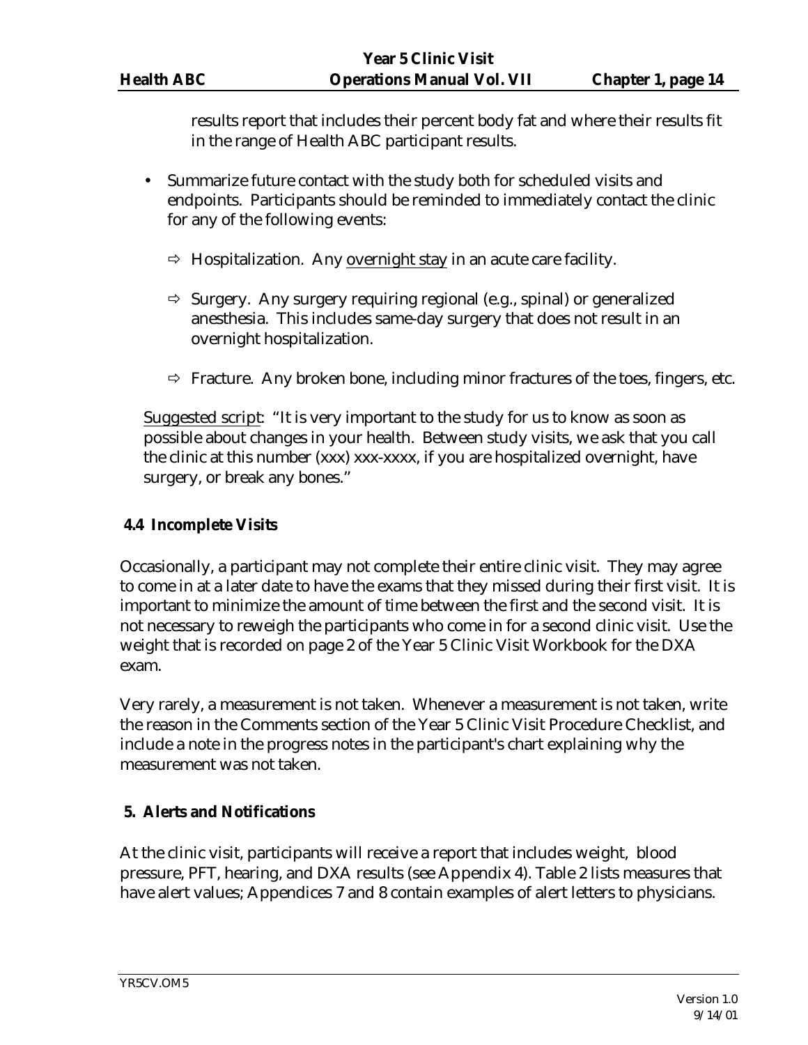results report that includes their percent body fat and where their results fit in the range of Health ABC participant results.

- Summarize future contact with the study both for scheduled visits and endpoints. Participants should be reminded to immediately contact the clinic for any of the following events:

  - ⇨ Hospitalization. Any overnight stay in an acute care facility.

  - ⇨ Surgery. Any surgery requiring regional (e.g., spinal) or generalized anesthesia. This includes same-day surgery that does not result in an overnight hospitalization.

  - ⇨ Fracture. Any broken bone, including minor fractures of the toes, fingers, etc.

Suggested script: "It is very important to the study for us to know as soon as possible about changes in your health. Between study visits, we ask that you call the clinic at this number (xxx) xxx-xxxx, if you are hospitalized overnight, have surgery, or break any bones."

### 4.4 Incomplete Visits

Occasionally, a participant may not complete their entire clinic visit. They may agree to come in at a later date to have the exams that they missed during their first visit. It is important to minimize the amount of time between the first and the second visit. It is not necessary to reweigh the participants who come in for a second clinic visit. Use the weight that is recorded on page 2 of the Year 5 Clinic Visit Workbook for the DXA exam.

Very rarely, a measurement is not taken. Whenever a measurement is not taken, write the reason in the Comments section of the Year 5 Clinic Visit Procedure Checklist, and include a note in the progress notes in the participant's chart explaining why the measurement was not taken.

## 5. Alerts and Notifications

At the clinic visit, participants will receive a report that includes weight, blood pressure, PFT, hearing, and DXA results (see Appendix 4). Table 2 lists measures that have alert values; Appendices 7 and 8 contain examples of alert letters to physicians.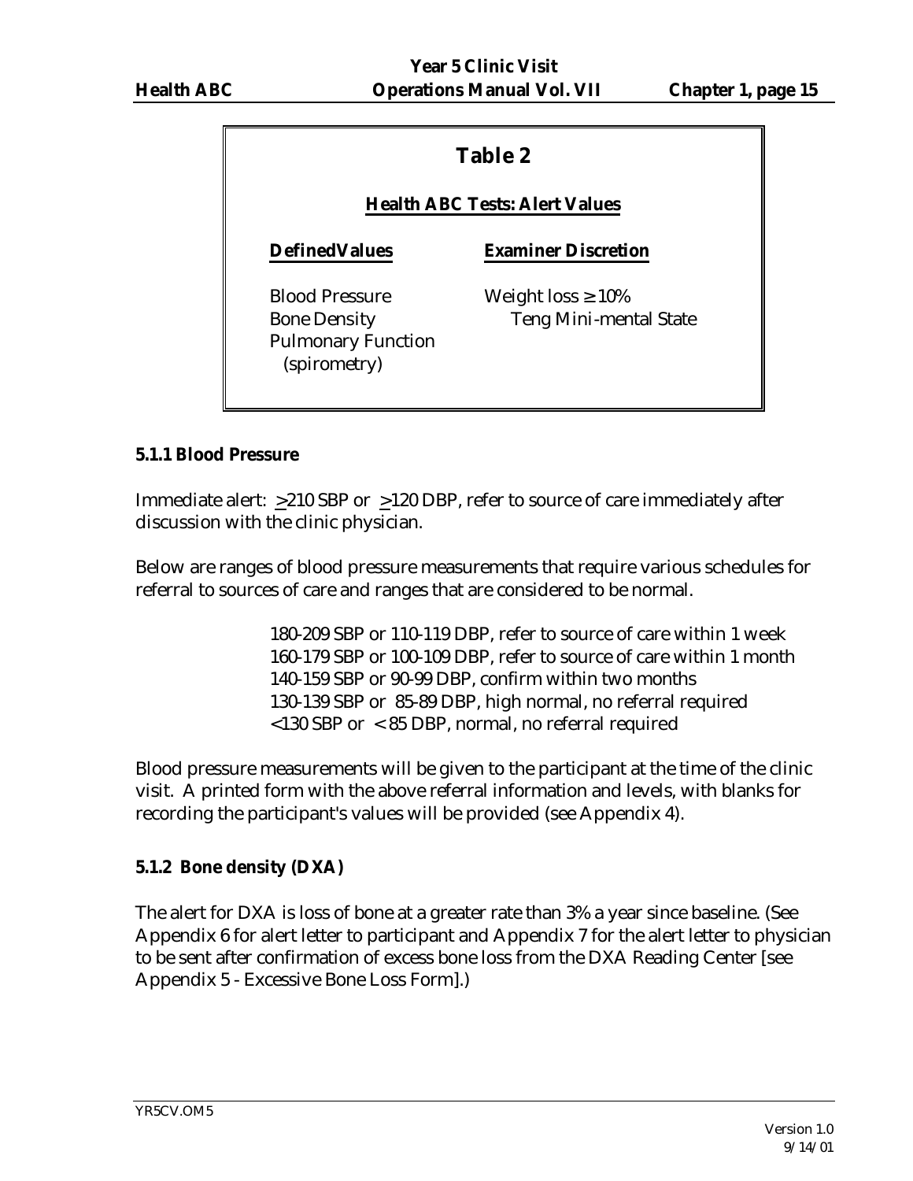## Table 2

**Health ABC Tests: Alert Values**

| **Defined Values** | **Examiner Discretion** |
|---|---|
| Blood Pressure | Weight loss ≥ 10% |
| Bone Density | Teng Mini-mental State |
| Pulmonary Function (spirometry) | |

### 5.1.1 Blood Pressure

Immediate alert: >210 SBP or >120 DBP, refer to source of care immediately after discussion with the clinic physician.

Below are ranges of blood pressure measurements that require various schedules for referral to sources of care and ranges that are considered to be normal.

> 180-209 SBP or 110-119 DBP, refer to source of care within 1 week
> 160-179 SBP or 100-109 DBP, refer to source of care within 1 month
> 140-159 SBP or 90-99 DBP, confirm within two months
> 130-139 SBP or 85-89 DBP, high normal, no referral required
> <130 SBP or < 85 DBP, normal, no referral required

Blood pressure measurements will be given to the participant at the time of the clinic visit. A printed form with the above referral information and levels, with blanks for recording the participant's values will be provided (see Appendix 4).

### 5.1.2 Bone density (DXA)

The alert for DXA is loss of bone at a greater rate than 3% a year since baseline. (See Appendix 6 for alert letter to participant and Appendix 7 for the alert letter to physician to be sent after confirmation of excess bone loss from the DXA Reading Center [see Appendix 5 - Excessive Bone Loss Form].)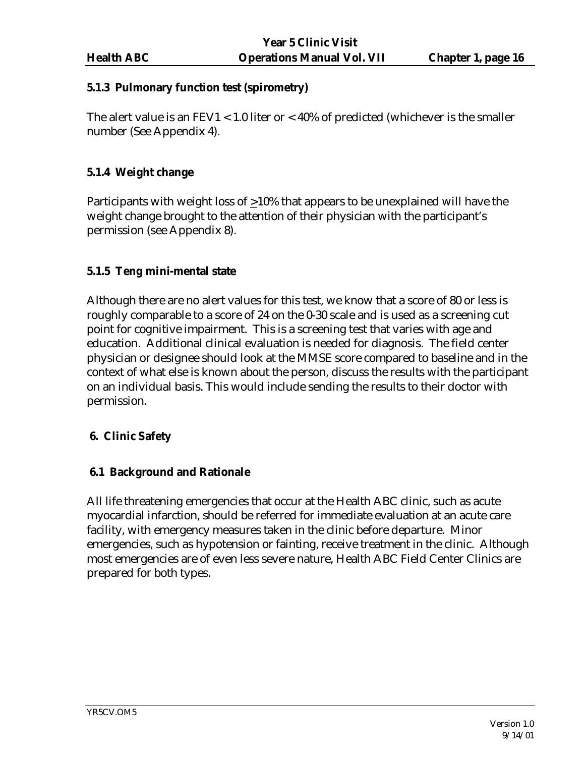### 5.1.3 Pulmonary function test (spirometry)

The alert value is an FEV1 < 1.0 liter or < 40% of predicted (whichever is the smaller number (See Appendix 4).

### 5.1.4 Weight change

Participants with weight loss of ≥10% that appears to be unexplained will have the weight change brought to the attention of their physician with the participant's permission (see Appendix 8).

### 5.1.5 Teng mini-mental state

Although there are no alert values for this test, we know that a score of 80 or less is roughly comparable to a score of 24 on the 0-30 scale and is used as a screening cut point for cognitive impairment. This is a screening test that varies with age and education. Additional clinical evaluation is needed for diagnosis. The field center physician or designee should look at the MMSE score compared to baseline and in the context of what else is known about the person, discuss the results with the participant on an individual basis. This would include sending the results to their doctor with permission.

## 6. Clinic Safety

### 6.1 Background and Rationale

All life threatening emergencies that occur at the Health ABC clinic, such as acute myocardial infarction, should be referred for immediate evaluation at an acute care facility, with emergency measures taken in the clinic before departure. Minor emergencies, such as hypotension or fainting, receive treatment in the clinic. Although most emergencies are of even less severe nature, Health ABC Field Center Clinics are prepared for both types.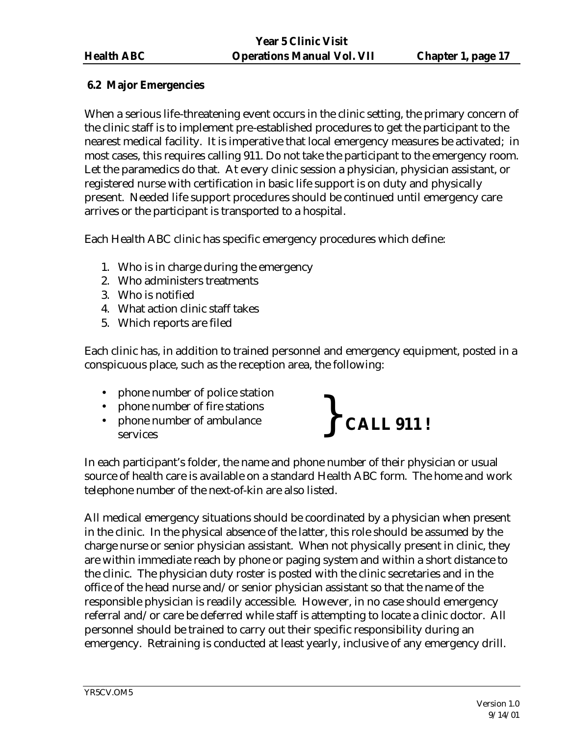### 6.2 Major Emergencies

When a serious life-threatening event occurs in the clinic setting, the primary concern of the clinic staff is to implement pre-established procedures to get the participant to the nearest medical facility. It is imperative that local emergency measures be activated; in most cases, this requires calling 911. Do not take the participant to the emergency room. Let the paramedics do that. At every clinic session a physician, physician assistant, or registered nurse with certification in basic life support is on duty and physically present. Needed life support procedures should be continued until emergency care arrives or the participant is transported to a hospital.

Each Health ABC clinic has specific emergency procedures which define:

1. Who is in charge during the emergency
2. Who administers treatments
3. Who is notified
4. What action clinic staff takes
5. Which reports are filed

Each clinic has, in addition to trained personnel and emergency equipment, posted in a conspicuous place, such as the reception area, the following:

- phone number of police station
- phone number of fire stations
- phone number of ambulance services

} **CALL 911 !**

In each participant's folder, the name and phone number of their physician or usual source of health care is available on a standard Health ABC form. The home and work telephone number of the next-of-kin are also listed.

All medical emergency situations should be coordinated by a physician when present in the clinic. In the physical absence of the latter, this role should be assumed by the charge nurse or senior physician assistant. When not physically present in clinic, they are within immediate reach by phone or paging system and within a short distance to the clinic. The physician duty roster is posted with the clinic secretaries and in the office of the head nurse and/or senior physician assistant so that the name of the responsible physician is readily accessible. However, in no case should emergency referral and/or care be deferred while staff is attempting to locate a clinic doctor. All personnel should be trained to carry out their specific responsibility during an emergency. Retraining is conducted at least yearly, inclusive of any emergency drill.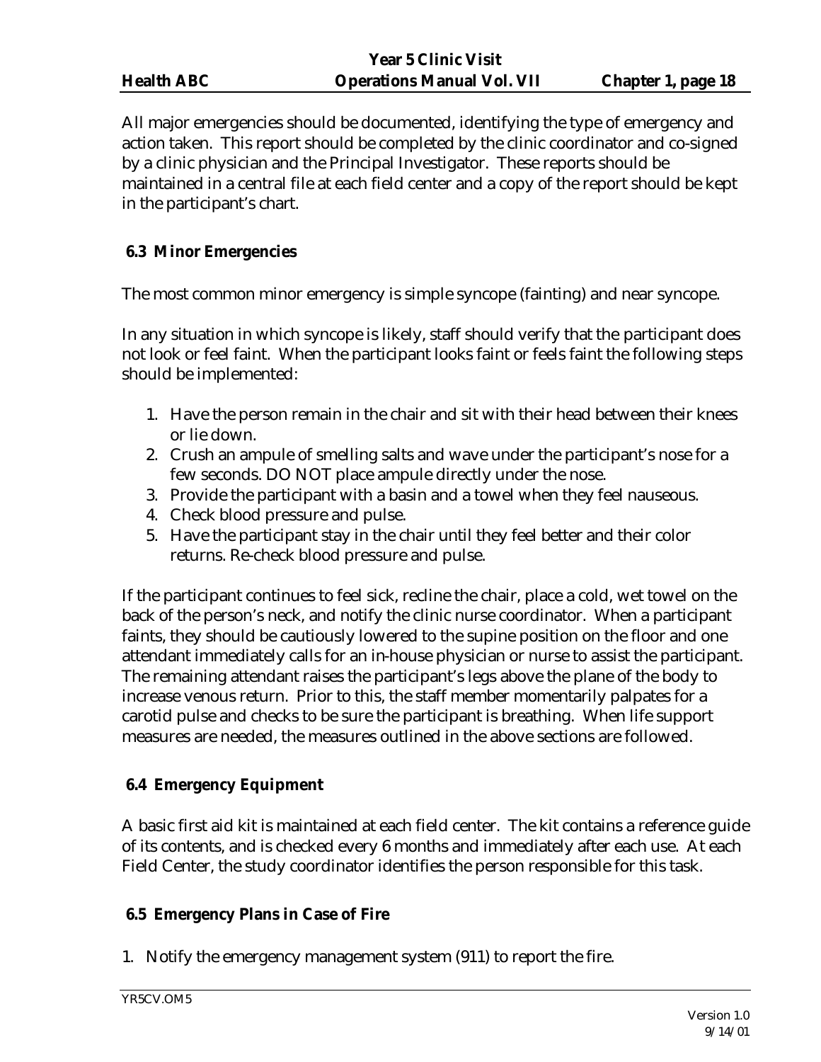All major emergencies should be documented, identifying the type of emergency and action taken. This report should be completed by the clinic coordinator and co-signed by a clinic physician and the Principal Investigator. These reports should be maintained in a central file at each field center and a copy of the report should be kept in the participant's chart.

### 6.3 Minor Emergencies

The most common minor emergency is simple syncope (fainting) and near syncope.

In any situation in which syncope is likely, staff should verify that the participant does not look or feel faint. When the participant looks faint or feels faint the following steps should be implemented:

1. Have the person remain in the chair and sit with their head between their knees or lie down.
2. Crush an ampule of smelling salts and wave under the participant's nose for a few seconds. DO NOT place ampule directly under the nose.
3. Provide the participant with a basin and a towel when they feel nauseous.
4. Check blood pressure and pulse.
5. Have the participant stay in the chair until they feel better and their color returns. Re-check blood pressure and pulse.

If the participant continues to feel sick, recline the chair, place a cold, wet towel on the back of the person's neck, and notify the clinic nurse coordinator. When a participant faints, they should be cautiously lowered to the supine position on the floor and one attendant immediately calls for an in-house physician or nurse to assist the participant. The remaining attendant raises the participant's legs above the plane of the body to increase venous return. Prior to this, the staff member momentarily palpates for a carotid pulse and checks to be sure the participant is breathing. When life support measures are needed, the measures outlined in the above sections are followed.

### 6.4 Emergency Equipment

A basic first aid kit is maintained at each field center. The kit contains a reference guide of its contents, and is checked every 6 months and immediately after each use. At each Field Center, the study coordinator identifies the person responsible for this task.

### 6.5 Emergency Plans in Case of Fire

1. Notify the emergency management system (911) to report the fire.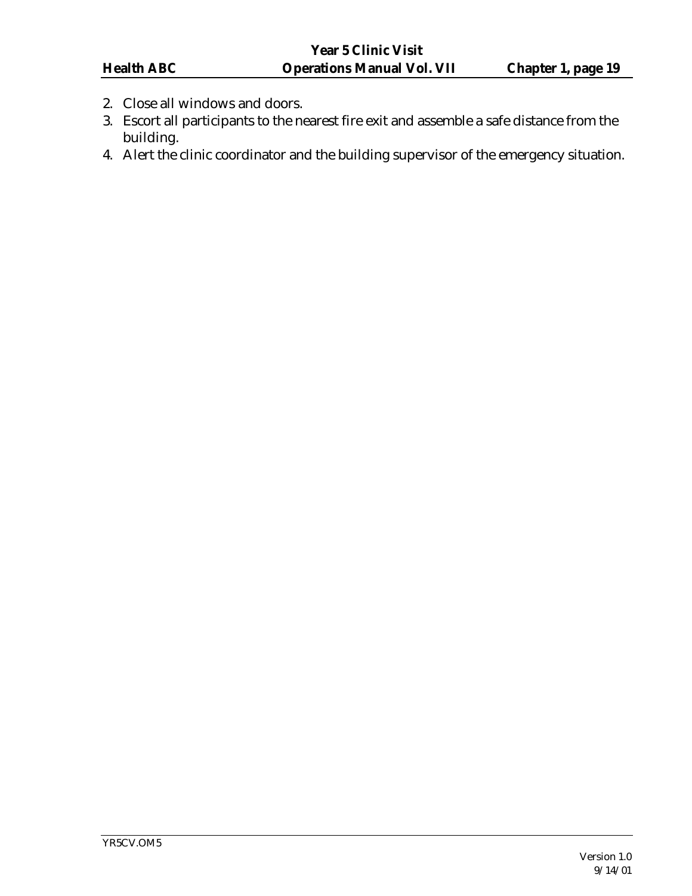2. Close all windows and doors.
3. Escort all participants to the nearest fire exit and assemble a safe distance from the building.
4. Alert the clinic coordinator and the building supervisor of the emergency situation.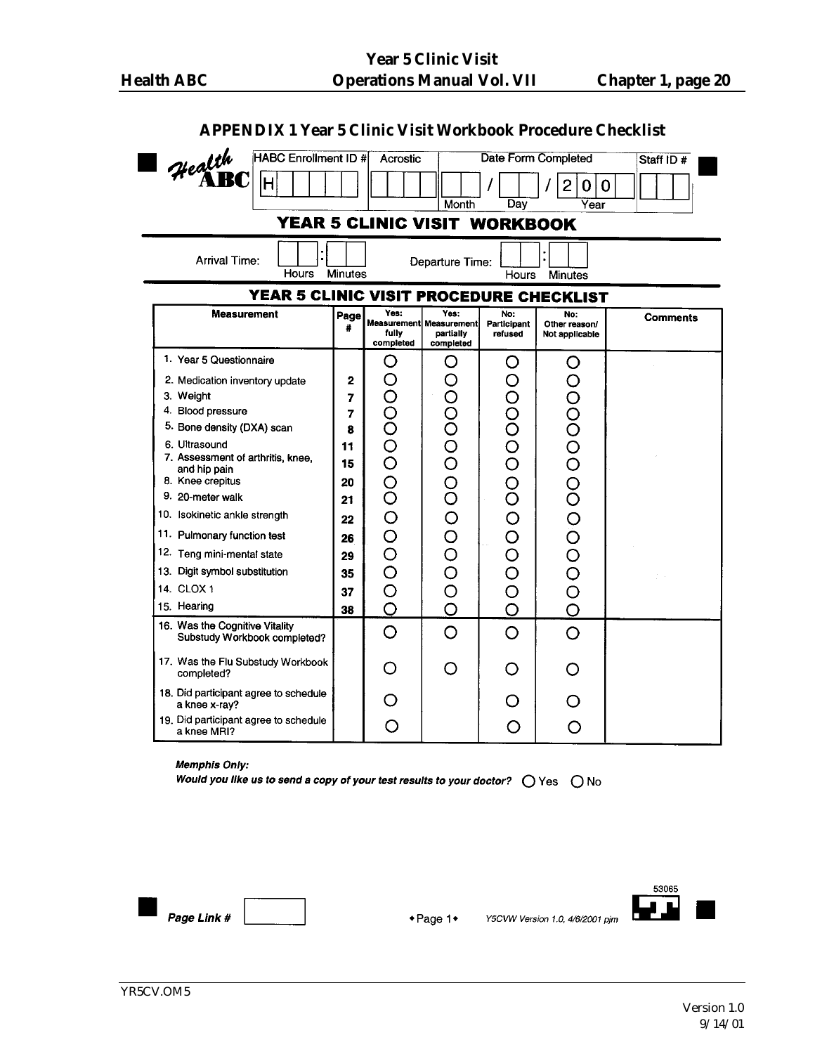## APPENDIX 1 Year 5 Clinic Visit Workbook Procedure Checklist

Health ABC

| HABC Enrollment ID # | Acrostic | Date Form Completed | Staff ID # |
|---|---|---|---|
| H | | Month / Day / 2 0 Year | |

# YEAR 5 CLINIC VISIT WORKBOOK

Arrival Time: ___ : ___ (Hours Minutes)    Departure Time: ___ : ___ (Hours Minutes)

## YEAR 5 CLINIC VISIT PROCEDURE CHECKLIST

| Measurement | Page # | Yes: Measurement fully completed | Yes: Measurement partially completed | No: Participant refused | No: Other reason/ Not applicable | Comments |
|---|---|---|---|---|---|---|
| 1. Year 5 Questionnaire | | ○ | ○ | ○ | ○ | |
| 2. Medication inventory update | 2 | ○ | ○ | ○ | ○ | |
| 3. Weight | 7 | ○ | ○ | ○ | ○ | |
| 4. Blood pressure | 7 | ○ | ○ | ○ | ○ | |
| 5. Bone density (DXA) scan | 8 | ○ | ○ | ○ | ○ | |
| 6. Ultrasound | 11 | ○ | ○ | ○ | ○ | |
| 7. Assessment of arthritis, knee, and hip pain | 15 | ○ | ○ | ○ | ○ | |
| 8. Knee crepitus | 20 | ○ | ○ | ○ | ○ | |
| 9. 20-meter walk | 21 | ○ | ○ | ○ | ○ | |
| 10. Isokinetic ankle strength | 22 | ○ | ○ | ○ | ○ | |
| 11. Pulmonary function test | 26 | ○ | ○ | ○ | ○ | |
| 12. Teng mini-mental state | 29 | ○ | ○ | ○ | ○ | |
| 13. Digit symbol substitution | 35 | ○ | ○ | ○ | ○ | |
| 14. CLOX 1 | 37 | ○ | ○ | ○ | ○ | |
| 15. Hearing | 38 | ○ | ○ | ○ | ○ | |
| 16. Was the Cognitive Vitality Substudy Workbook completed? | | ○ | ○ | ○ | ○ | |
| 17. Was the Flu Substudy Workbook completed? | | ○ | ○ | ○ | ○ | |
| 18. Did participant agree to schedule a knee x-ray? | | ○ | | ○ | ○ | |
| 19. Did participant agree to schedule a knee MRI? | | ○ | | ○ | ○ | |

***Memphis Only:***
***Would you like us to send a copy of your test results to your doctor?*** ○ Yes ○ No

***Page Link #*** ______

◆Page 1◆ *Y5CVW Version 1.0, 4/6/2001 pjm* 53065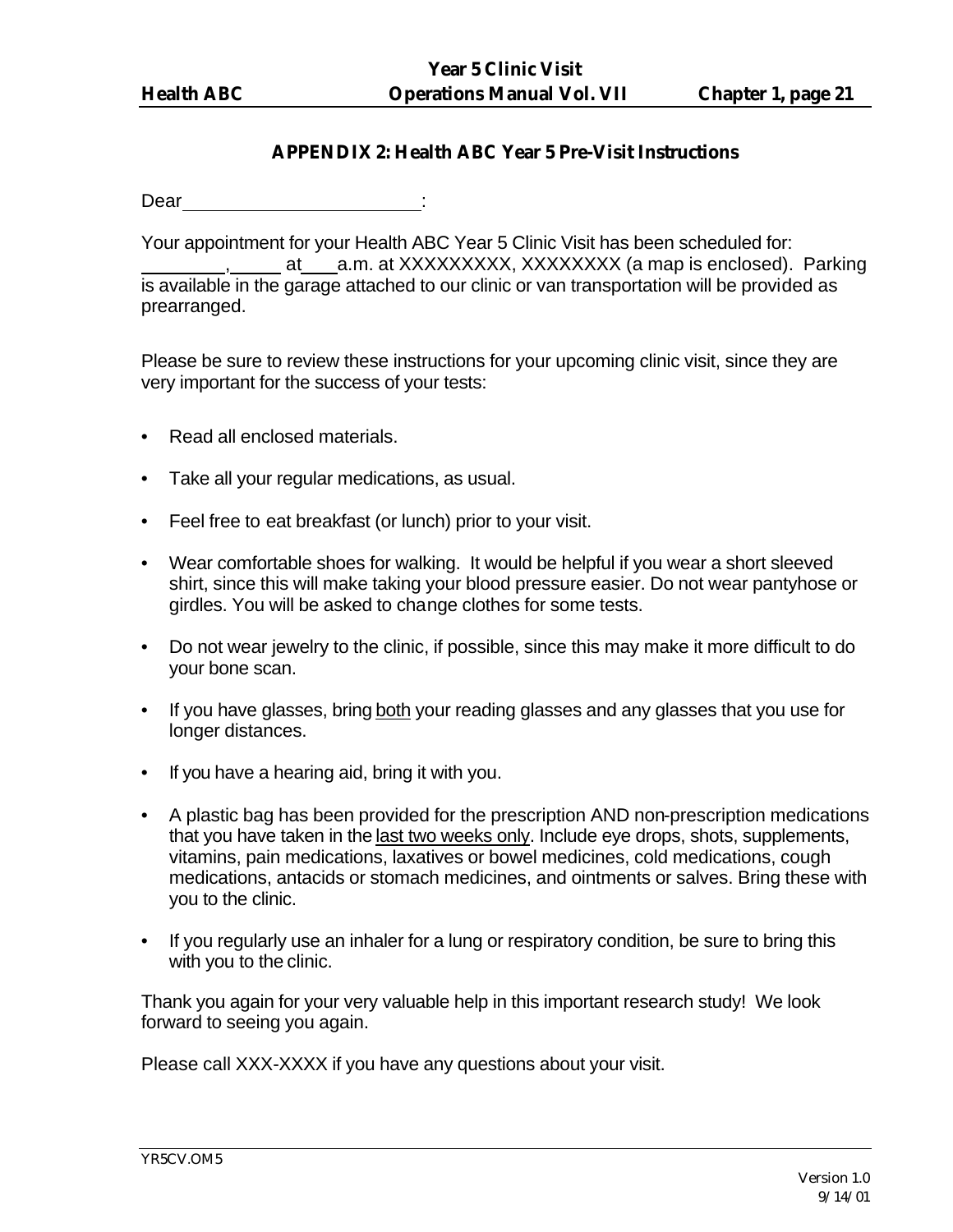## APPENDIX 2: Health ABC Year 5 Pre-Visit Instructions

Dear ______________________:

Your appointment for your Health ABC Year 5 Clinic Visit has been scheduled for: ________, _____ at ___ a.m. at XXXXXXXXX, XXXXXXXX (a map is enclosed). Parking is available in the garage attached to our clinic or van transportation will be provided as prearranged.

Please be sure to review these instructions for your upcoming clinic visit, since they are very important for the success of your tests:

- Read all enclosed materials.
- Take all your regular medications, as usual.
- Feel free to eat breakfast (or lunch) prior to your visit.
- Wear comfortable shoes for walking. It would be helpful if you wear a short sleeved shirt, since this will make taking your blood pressure easier. Do not wear pantyhose or girdles. You will be asked to change clothes for some tests.
- Do not wear jewelry to the clinic, if possible, since this may make it more difficult to do your bone scan.
- If you have glasses, bring <u>both</u> your reading glasses and any glasses that you use for longer distances.
- If you have a hearing aid, bring it with you.
- A plastic bag has been provided for the prescription AND non-prescription medications that you have taken in the <u>last two weeks only</u>. Include eye drops, shots, supplements, vitamins, pain medications, laxatives or bowel medicines, cold medications, cough medications, antacids or stomach medicines, and ointments or salves. Bring these with you to the clinic.
- If you regularly use an inhaler for a lung or respiratory condition, be sure to bring this with you to the clinic.

Thank you again for your very valuable help in this important research study! We look forward to seeing you again.

Please call XXX-XXXX if you have any questions about your visit.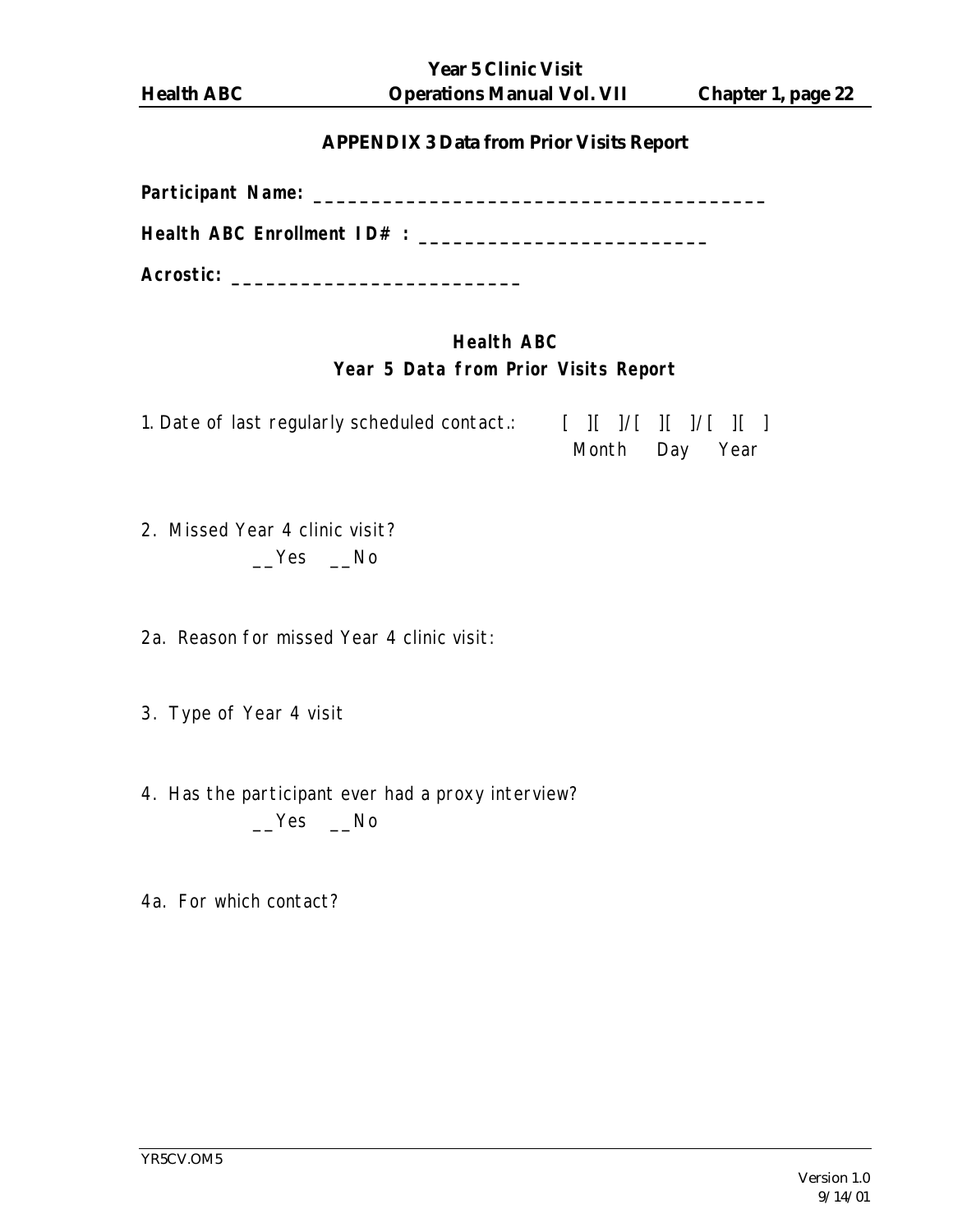## APPENDIX 3 Data from Prior Visits Report

**Participant Name:** _________________________________________

**Health ABC Enrollment ID# :** ___________________________

**Acrostic:** ___________________________

### Health ABC
### Year 5 Data from Prior Visits Report

1. Date of last regularly scheduled contact.: [ ][ ]/[ ][ ]/[ ][ ]
   Month Day Year

2. Missed Year 4 clinic visit?
   __Yes __No

2a. Reason for missed Year 4 clinic visit:

3. Type of Year 4 visit

4. Has the participant ever had a proxy interview?
   __Yes __No

4a. For which contact?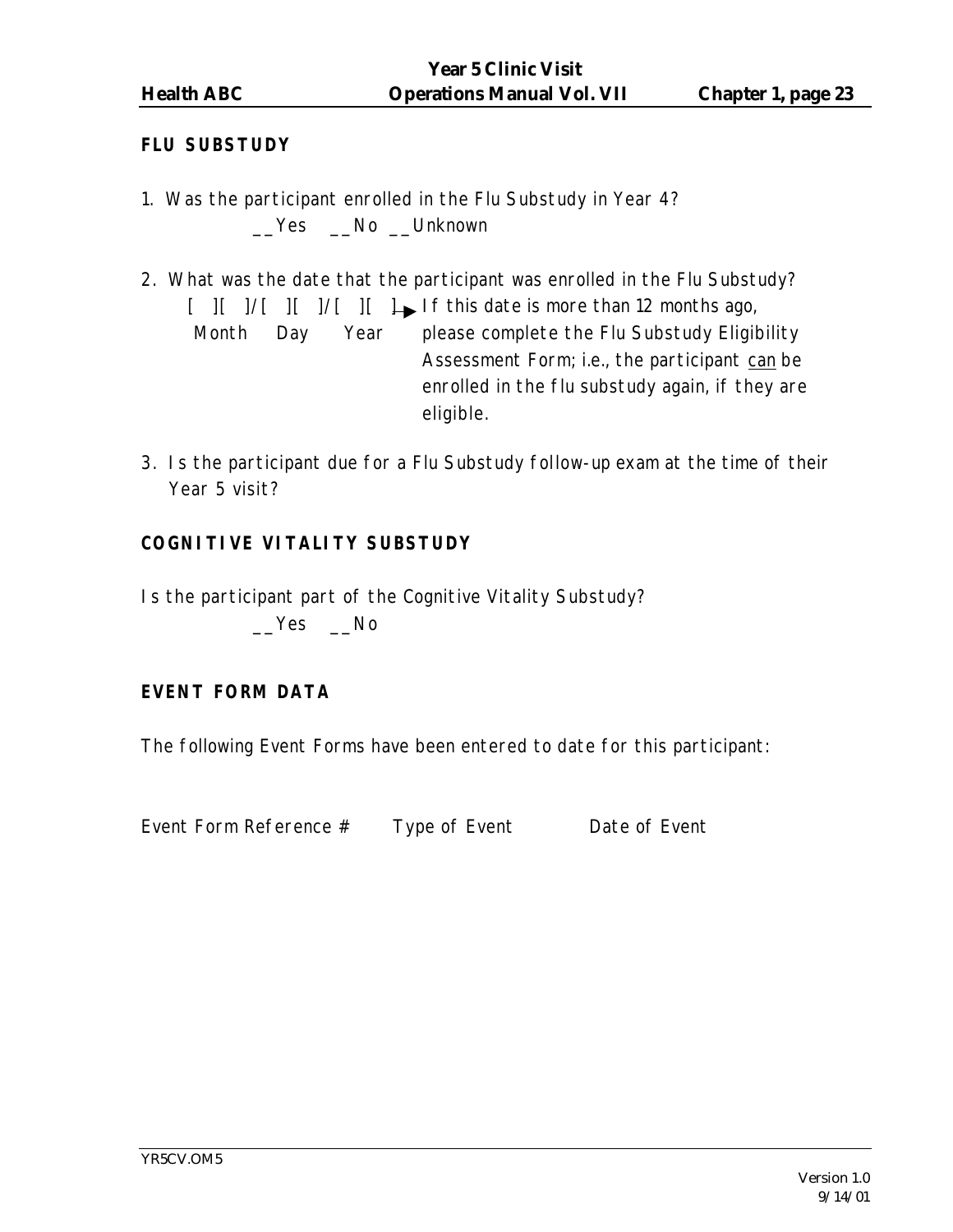**FLU SUBSTUDY**

1. Was the participant enrolled in the Flu Substudy in Year 4?
   __Yes __No __Unknown

2. What was the date that the participant was enrolled in the Flu Substudy?
   [ ][ ]/[ ][ ]/[ ][ ] → If this date is more than 12 months ago, please complete the Flu Substudy Eligibility Assessment Form; i.e., the participant can be enrolled in the flu substudy again, if they are eligible.
   Month Day Year

3. Is the participant due for a Flu Substudy follow-up exam at the time of their Year 5 visit?

**COGNITIVE VITALITY SUBSTUDY**

Is the participant part of the Cognitive Vitality Substudy?
__Yes __No

**EVENT FORM DATA**

The following Event Forms have been entered to date for this participant:

| Event Form Reference # | Type of Event | Date of Event |
| --- | --- | --- |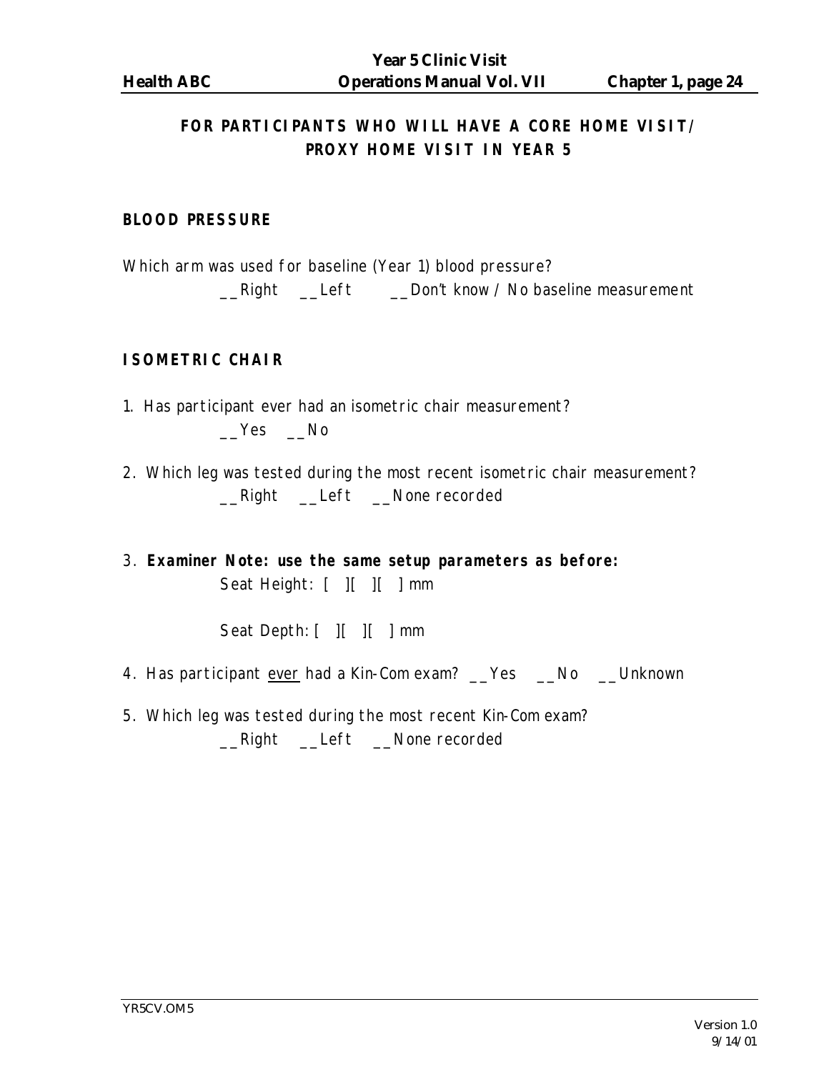## FOR PARTICIPANTS WHO WILL HAVE A CORE HOME VISIT/ PROXY HOME VISIT IN YEAR 5

**BLOOD PRESSURE**

Which arm was used for baseline (Year 1) blood pressure?

__Right   __Left   __Don't know / No baseline measurement

**ISOMETRIC CHAIR**

1. Has participant ever had an isometric chair measurement?

   __Yes   __No

2. Which leg was tested during the most recent isometric chair measurement?

   __Right   __Left   __None recorded

3. **Examiner Note: use the same setup parameters as before:**

   Seat Height: [  ][  ][  ] mm

   Seat Depth: [  ][  ][  ] mm

4. Has participant <u>ever</u> had a Kin-Com exam?   __Yes   __No   __Unknown

5. Which leg was tested during the most recent Kin-Com exam?

   __Right   __Left   __None recorded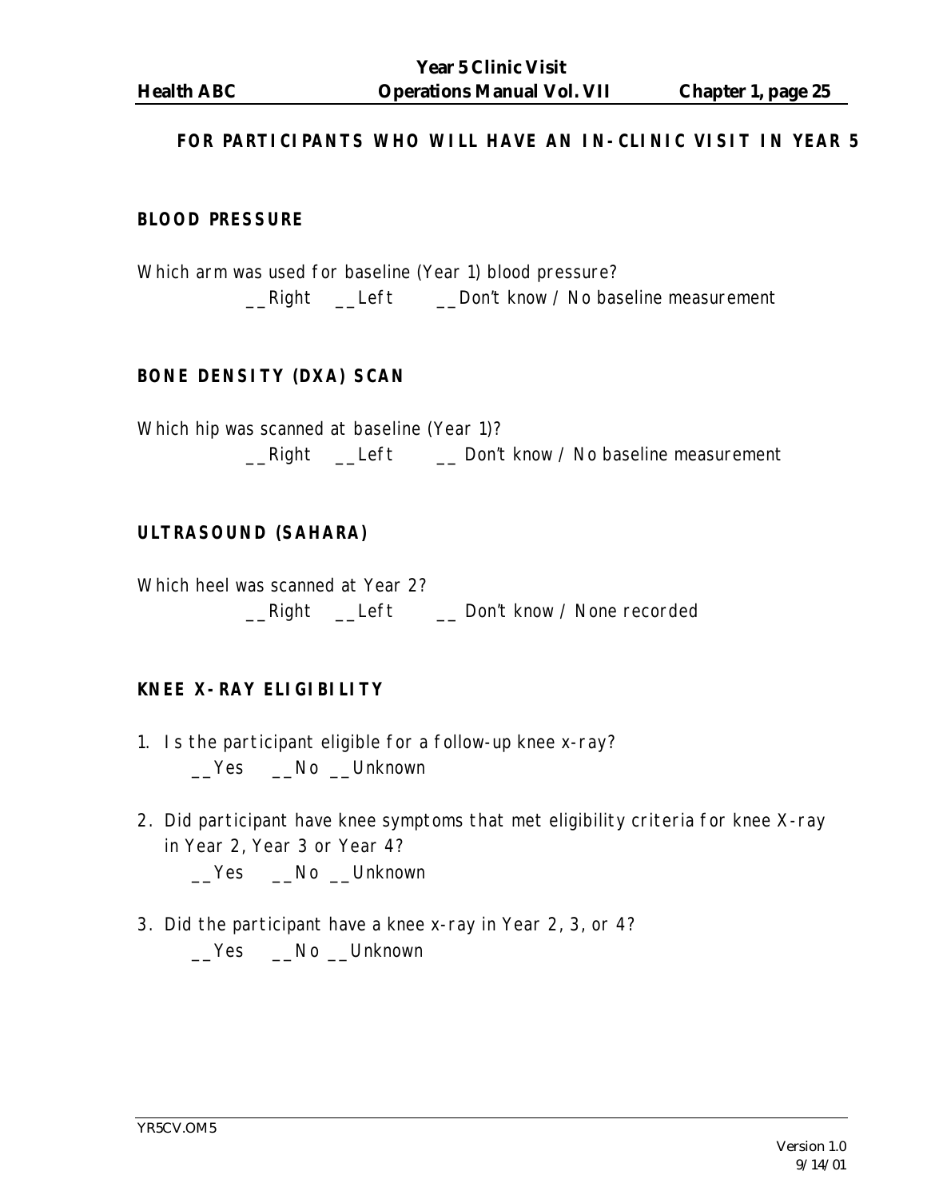**FOR PARTICIPANTS WHO WILL HAVE AN IN-CLINIC VISIT IN YEAR 5**

**BLOOD PRESSURE**

Which arm was used for baseline (Year 1) blood pressure?

__Right __Left __Don't know / No baseline measurement

**BONE DENSITY (DXA) SCAN**

Which hip was scanned at baseline (Year 1)?

__Right __Left __ Don't know / No baseline measurement

**ULTRASOUND (SAHARA)**

Which heel was scanned at Year 2?

__Right __Left __ Don't know / None recorded

**KNEE X-RAY ELIGIBILITY**

1. Is the participant eligible for a follow-up knee x-ray?

   __Yes __No __Unknown

2. Did participant have knee symptoms that met eligibility criteria for knee X-ray in Year 2, Year 3 or Year 4?

   __Yes __No __Unknown

3. Did the participant have a knee x-ray in Year 2, 3, or 4?

   __Yes __No __Unknown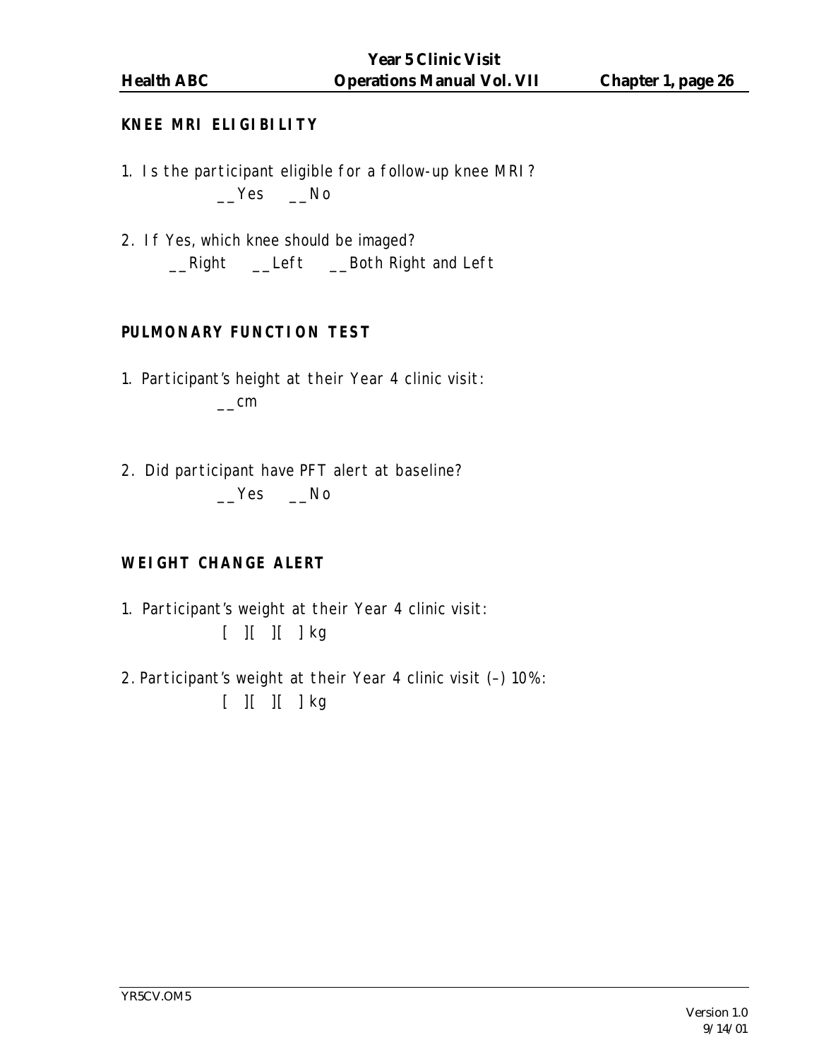## KNEE MRI ELIGIBILITY

1. Is the participant eligible for a follow-up knee MRI?
   __Yes __No

2. If Yes, which knee should be imaged?
   __Right __Left __Both Right and Left

## PULMONARY FUNCTION TEST

1. Participant's height at their Year 4 clinic visit:
   __cm

2. Did participant have PFT alert at baseline?
   __Yes __No

## WEIGHT CHANGE ALERT

1. Participant's weight at their Year 4 clinic visit:
   [ ][ ][ ] kg

2. Participant's weight at their Year 4 clinic visit (–) 10%:
   [ ][ ][ ] kg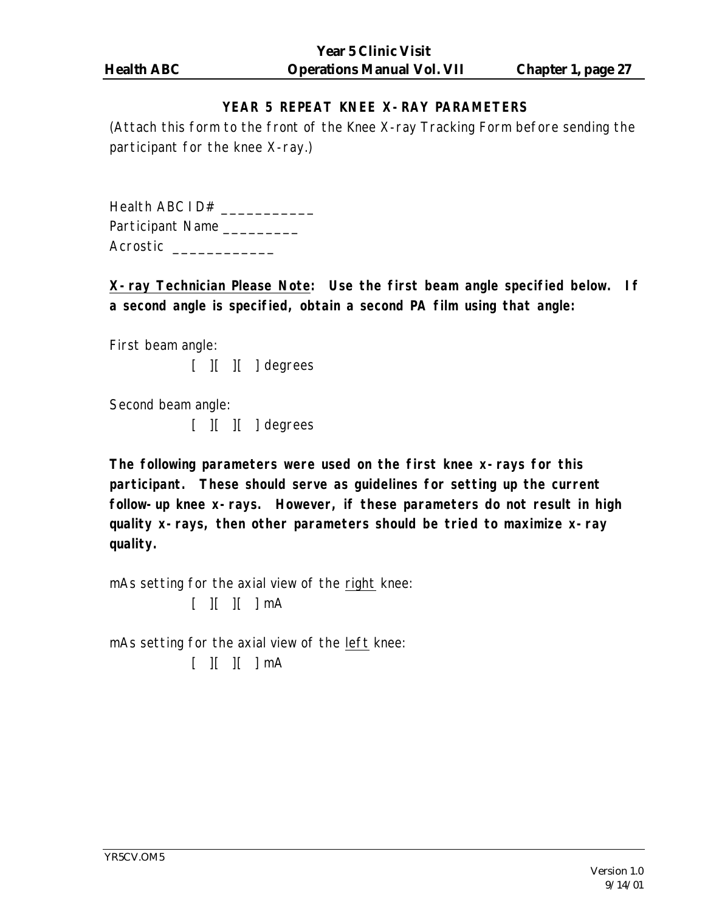## YEAR 5 REPEAT KNEE X-RAY PARAMETERS

(Attach this form to the front of the Knee X-ray Tracking Form before sending the participant for the knee X-ray.)

Health ABC ID# ___________
Participant Name _________
Acrostic ____________

**X-ray Technician Please Note: Use the first beam angle specified below. If a second angle is specified, obtain a second PA film using that angle:**

First beam angle:

[ ][ ][ ] degrees

Second beam angle:

[ ][ ][ ] degrees

**The following parameters were used on the first knee x-rays for this participant. These should serve as guidelines for setting up the current follow-up knee x-rays. However, if these parameters do not result in high quality x-rays, then other parameters should be tried to maximize x-ray quality.**

mAs setting for the axial view of the right knee:

[ ][ ][ ] mA

mAs setting for the axial view of the left knee:

[ ][ ][ ] mA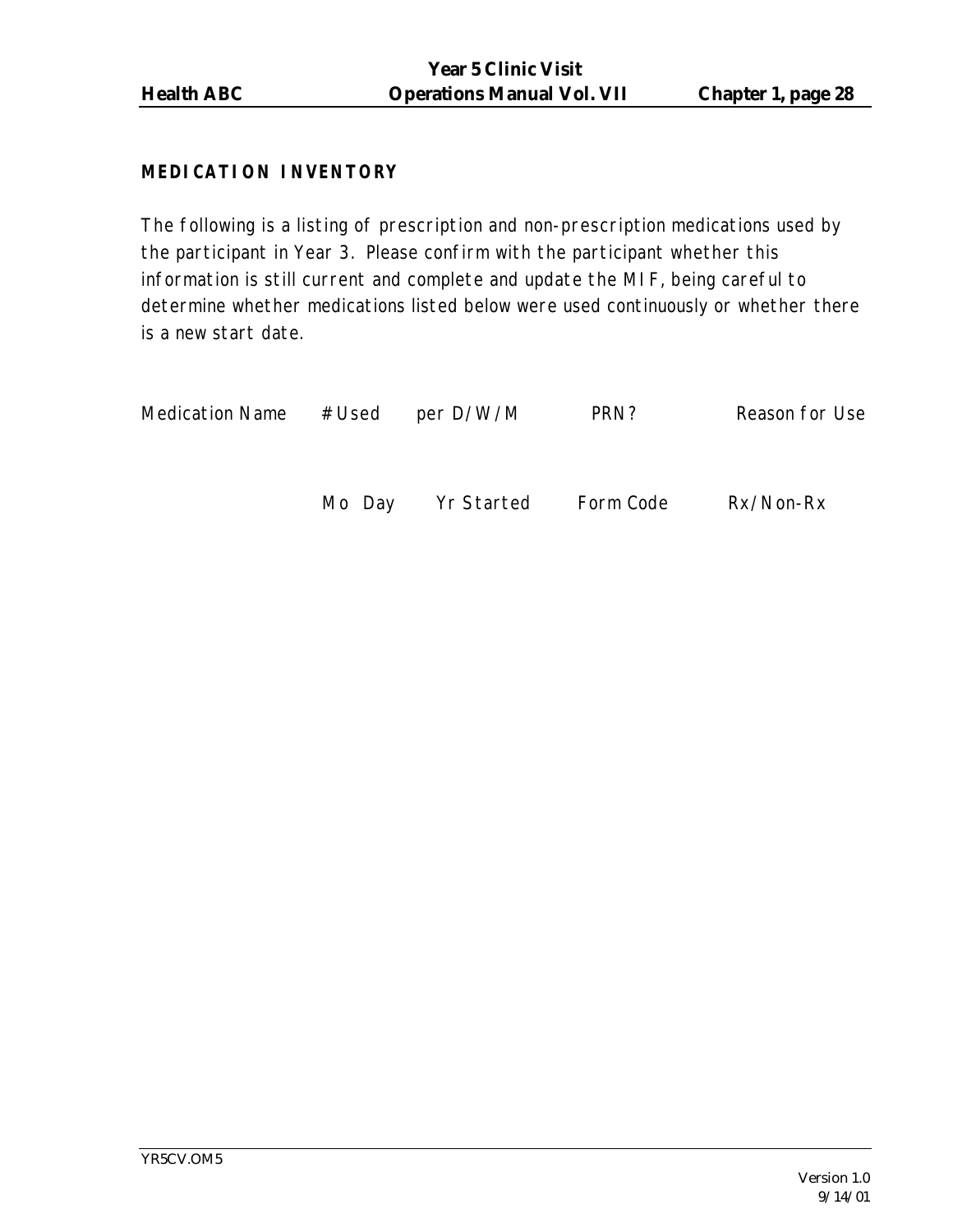## MEDICATION INVENTORY

The following is a listing of prescription and non-prescription medications used by the participant in Year 3. Please confirm with the participant whether this information is still current and complete and update the MIF, being careful to determine whether medications listed below were used continuously or whether there is a new start date.

| Medication Name | # Used | per D/W/M | PRN? | Reason for Use |
|---|---|---|---|---|
| | Mo Day | Yr Started | Form Code | Rx/Non-Rx |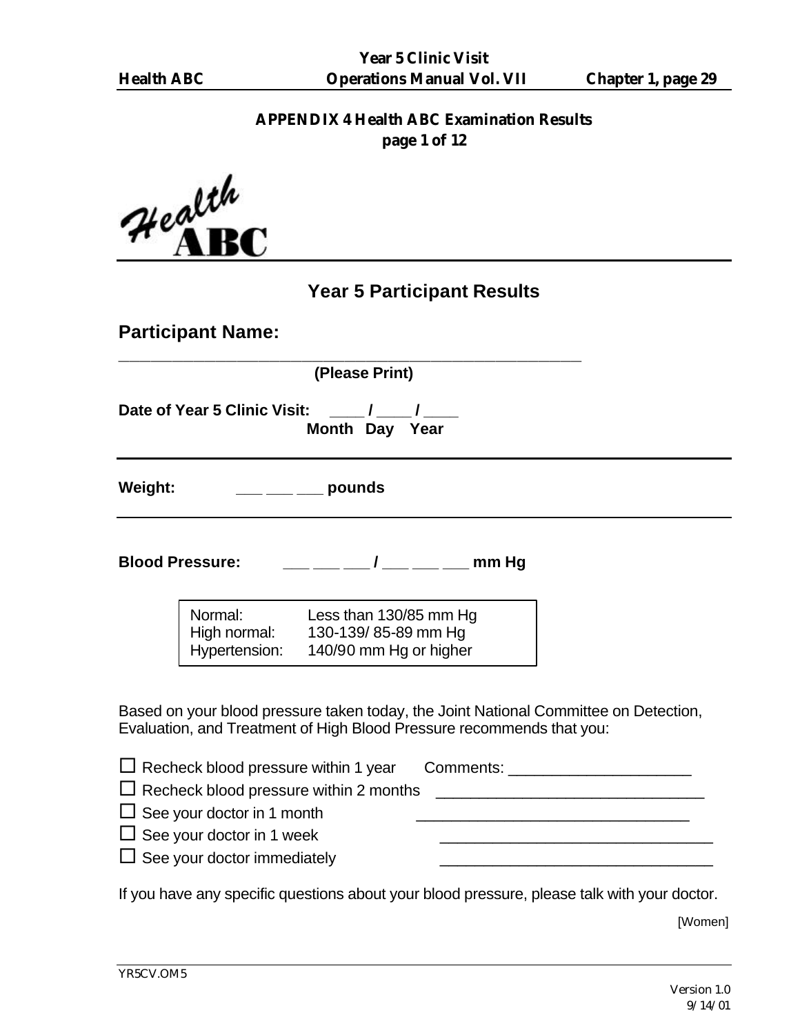## APPENDIX 4 Health ABC Examination Results
**page 1 of 12**

Health ABC

# Year 5 Participant Results

## Participant Name:

_______________________________________________________

**(Please Print)**

**Date of Year 5 Clinic Visit:** ____ / ____ / ____
**Month Day Year**

---

**Weight:** ___ ___ ___ **pounds**

---

**Blood Pressure:** ___ ___ ___ / ___ ___ ___ **mm Hg**

| | |
|---|---|
| Normal: | Less than 130/85 mm Hg |
| High normal: | 130-139/ 85-89 mm Hg |
| Hypertension: | 140/90 mm Hg or higher |

Based on your blood pressure taken today, the Joint National Committee on Detection, Evaluation, and Treatment of High Blood Pressure recommends that you:

- ☐ Recheck blood pressure within 1 year Comments: ______________________
- ☐ Recheck blood pressure within 2 months ______________________
- ☐ See your doctor in 1 month ______________________
- ☐ See your doctor in 1 week ______________________
- ☐ See your doctor immediately ______________________

If you have any specific questions about your blood pressure, please talk with your doctor.

[Women]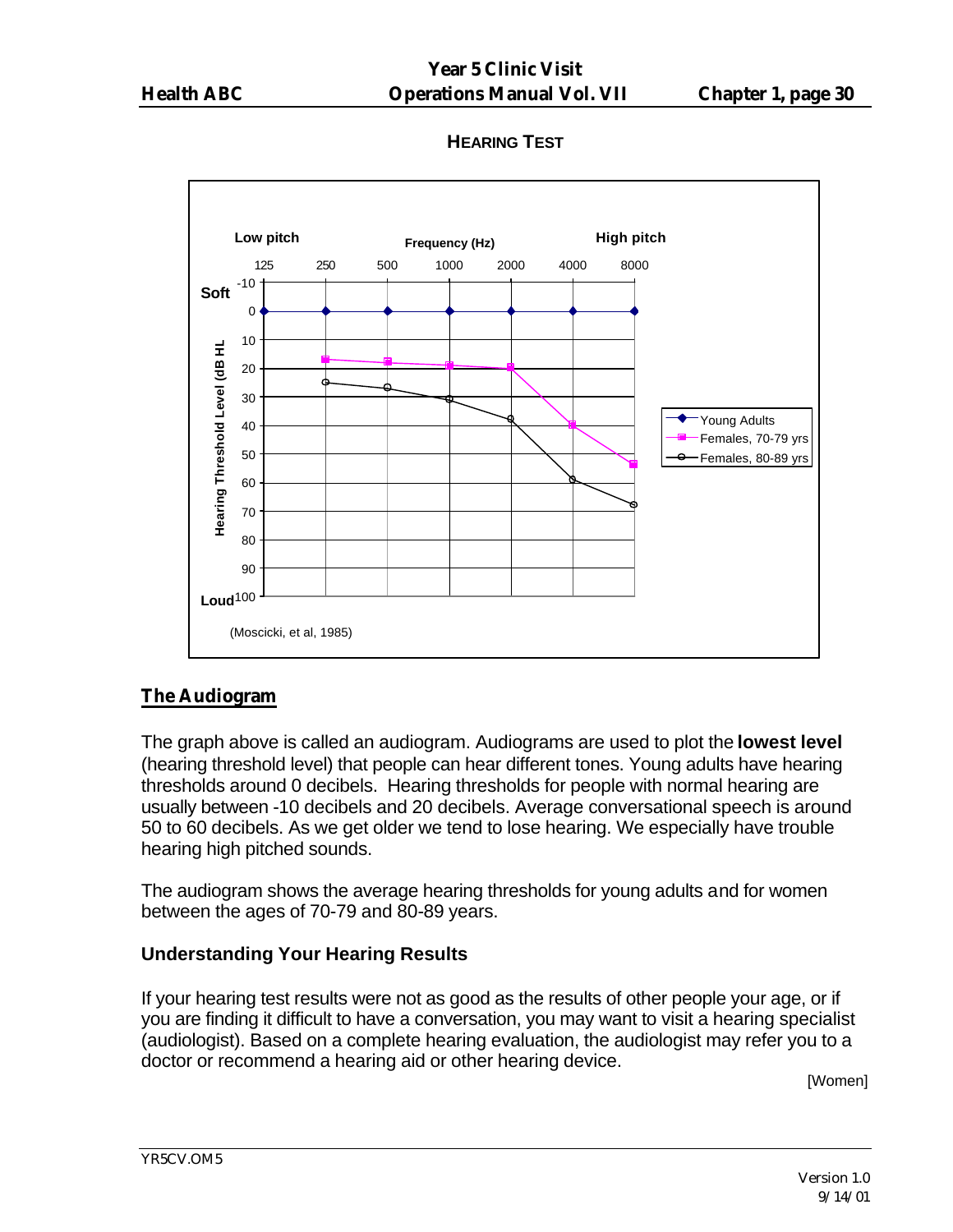## HEARING TEST

Low pitch — Frequency (Hz) — High pitch

125 250 500 1000 2000 4000 8000

Soft

Hearing Threshold Level (dB HL)

-10, 0, 10, 20, 30, 40, 50, 60, 70, 80, 90, 100

Loud

- Young Adults
- Females, 70-79 yrs
- Females, 80-89 yrs

(Moscicki, et al, 1985)

## The Audiogram

The graph above is called an audiogram. Audiograms are used to plot the **lowest level** (hearing threshold level) that people can hear different tones. Young adults have hearing thresholds around 0 decibels. Hearing thresholds for people with normal hearing are usually between -10 decibels and 20 decibels. Average conversational speech is around 50 to 60 decibels. As we get older we tend to lose hearing. We especially have trouble hearing high pitched sounds.

The audiogram shows the average hearing thresholds for young adults and for women between the ages of 70-79 and 80-89 years.

### Understanding Your Hearing Results

If your hearing test results were not as good as the results of other people your age, or if you are finding it difficult to have a conversation, you may want to visit a hearing specialist (audiologist). Based on a complete hearing evaluation, the audiologist may refer you to a doctor or recommend a hearing aid or other hearing device.

[Women]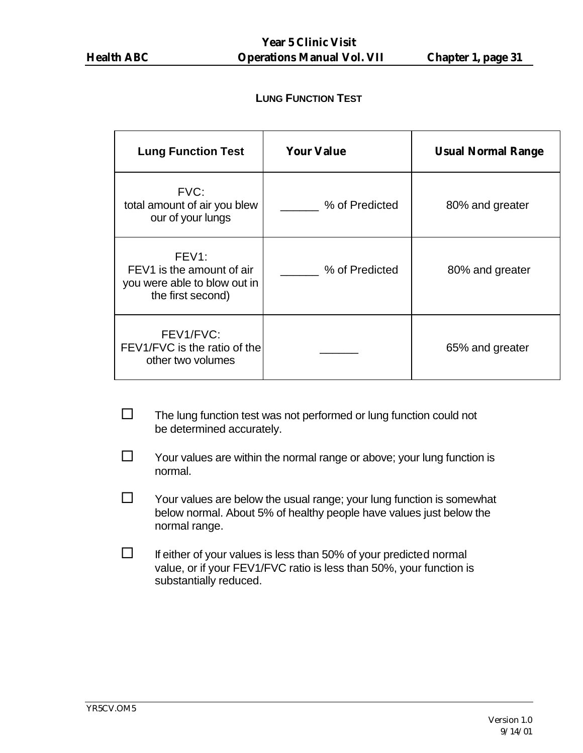## LUNG FUNCTION TEST

| Lung Function Test | Your Value | Usual Normal Range |
|---|---|---|
| FVC:<br>total amount of air you blew our of your lungs | ______ % of Predicted | 80% and greater |
| FEV1:<br>FEV1 is the amount of air you were able to blow out in the first second) | ______ % of Predicted | 80% and greater |
| FEV1/FVC:<br>FEV1/FVC is the ratio of the other two volumes | ______ | 65% and greater |

☐ The lung function test was not performed or lung function could not be determined accurately.

☐ Your values are within the normal range or above; your lung function is normal.

☐ Your values are below the usual range; your lung function is somewhat below normal. About 5% of healthy people have values just below the normal range.

☐ If either of your values is less than 50% of your predicted normal value, or if your FEV1/FVC ratio is less than 50%, your function is substantially reduced.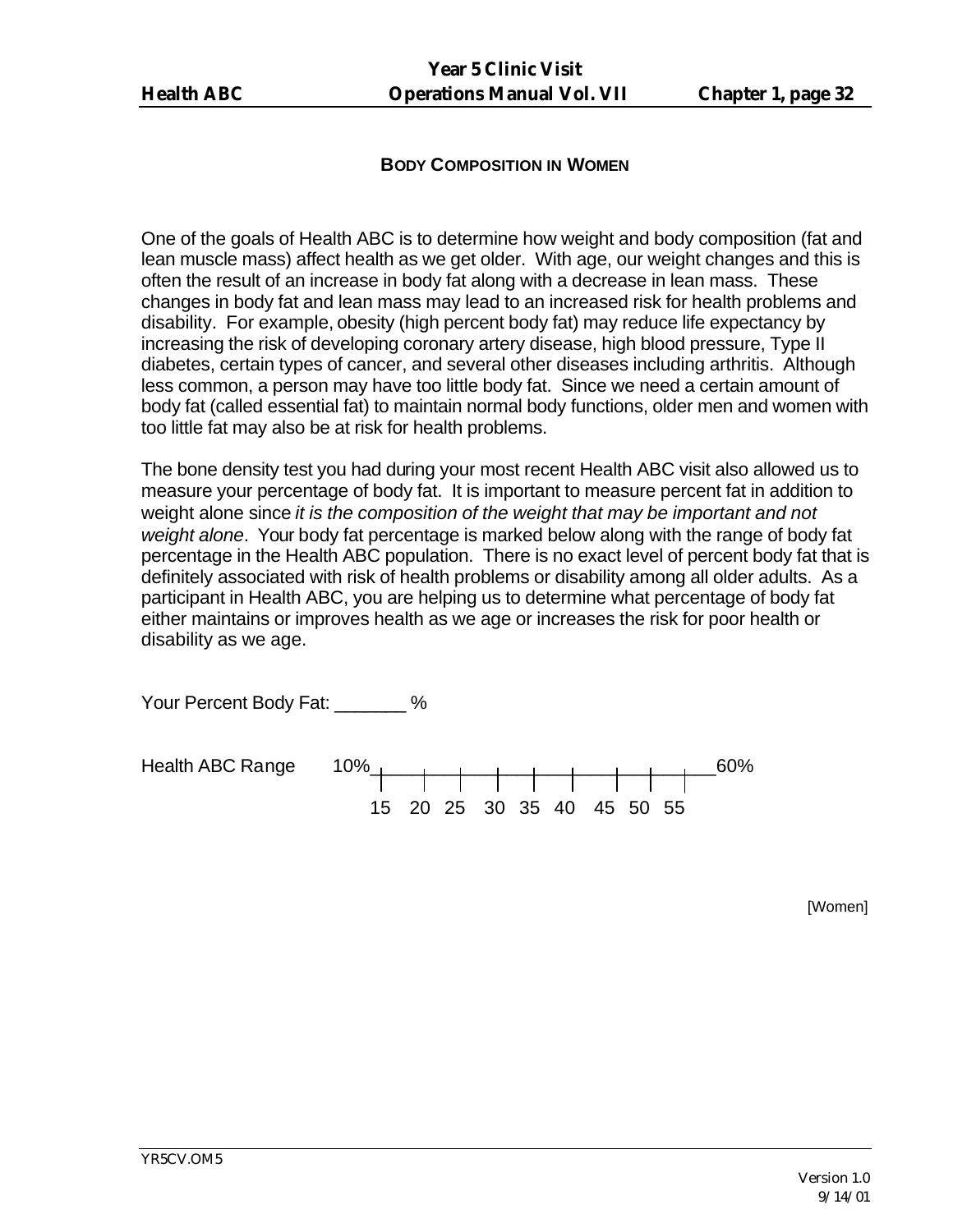## BODY COMPOSITION IN WOMEN

One of the goals of Health ABC is to determine how weight and body composition (fat and lean muscle mass) affect health as we get older. With age, our weight changes and this is often the result of an increase in body fat along with a decrease in lean mass. These changes in body fat and lean mass may lead to an increased risk for health problems and disability. For example, obesity (high percent body fat) may reduce life expectancy by increasing the risk of developing coronary artery disease, high blood pressure, Type II diabetes, certain types of cancer, and several other diseases including arthritis. Although less common, a person may have too little body fat. Since we need a certain amount of body fat (called essential fat) to maintain normal body functions, older men and women with too little fat may also be at risk for health problems.

The bone density test you had during your most recent Health ABC visit also allowed us to measure your percentage of body fat. It is important to measure percent fat in addition to weight alone since *it is the composition of the weight that may be important and not weight alone*. Your body fat percentage is marked below along with the range of body fat percentage in the Health ABC population. There is no exact level of percent body fat that is definitely associated with risk of health problems or disability among all older adults. As a participant in Health ABC, you are helping us to determine what percentage of body fat either maintains or improves health as we age or increases the risk for poor health or disability as we age.

Your Percent Body Fat: _______ %

Health ABC Range 10% —|—|—|—|—|—|—|—|—|— 60%
15 20 25 30 35 40 45 50 55

[Women]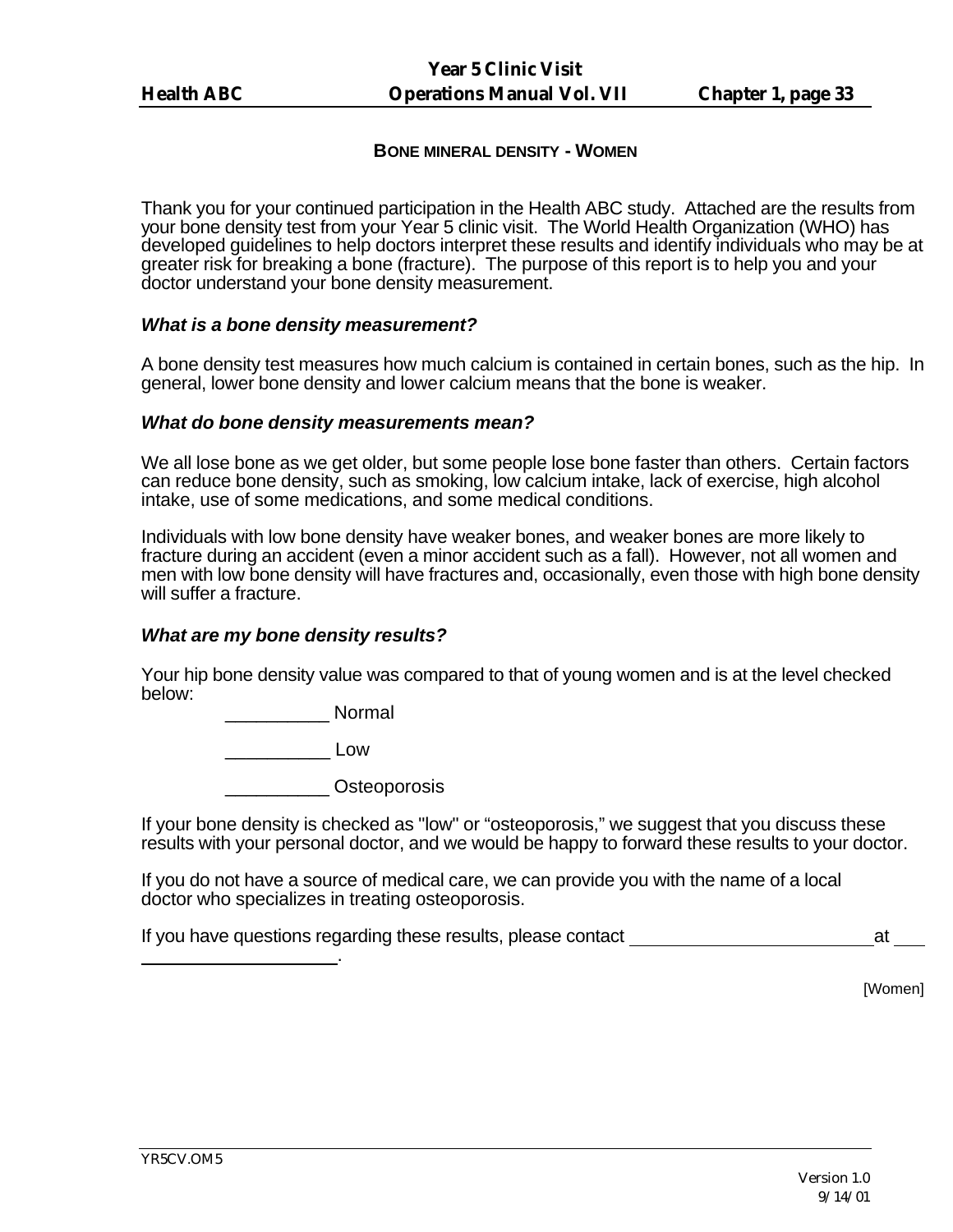## BONE MINERAL DENSITY - WOMEN

Thank you for your continued participation in the Health ABC study. Attached are the results from your bone density test from your Year 5 clinic visit. The World Health Organization (WHO) has developed guidelines to help doctors interpret these results and identify individuals who may be at greater risk for breaking a bone (fracture). The purpose of this report is to help you and your doctor understand your bone density measurement.

***What is a bone density measurement?***

A bone density test measures how much calcium is contained in certain bones, such as the hip. In general, lower bone density and lower calcium means that the bone is weaker.

***What do bone density measurements mean?***

We all lose bone as we get older, but some people lose bone faster than others. Certain factors can reduce bone density, such as smoking, low calcium intake, lack of exercise, high alcohol intake, use of some medications, and some medical conditions.

Individuals with low bone density have weaker bones, and weaker bones are more likely to fracture during an accident (even a minor accident such as a fall). However, not all women and men with low bone density will have fractures and, occasionally, even those with high bone density will suffer a fracture.

***What are my bone density results?***

Your hip bone density value was compared to that of young women and is at the level checked below:

__________ Normal

__________ Low

__________ Osteoporosis

If your bone density is checked as "low" or "osteoporosis," we suggest that you discuss these results with your personal doctor, and we would be happy to forward these results to your doctor.

If you do not have a source of medical care, we can provide you with the name of a local doctor who specializes in treating osteoporosis.

If you have questions regarding these results, please contact ________________________ at ____________________.

[Women]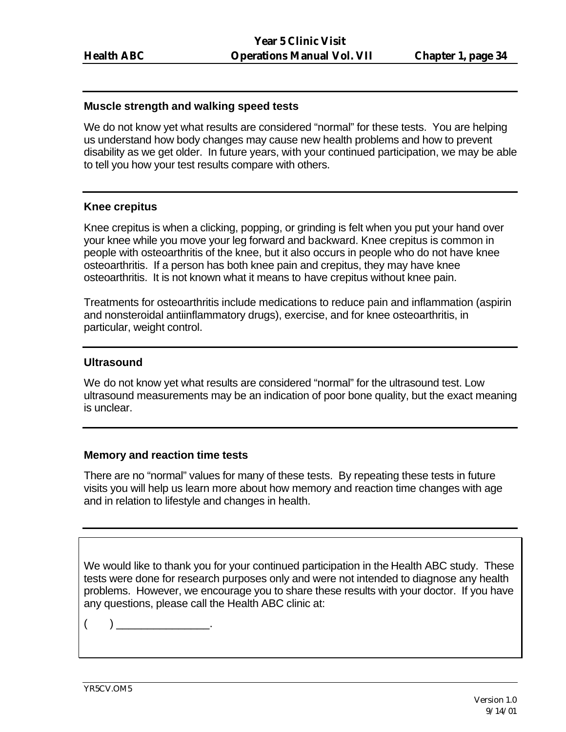### Muscle strength and walking speed tests

We do not know yet what results are considered "normal" for these tests. You are helping us understand how body changes may cause new health problems and how to prevent disability as we get older. In future years, with your continued participation, we may be able to tell you how your test results compare with others.

---

### Knee crepitus

Knee crepitus is when a clicking, popping, or grinding is felt when you put your hand over your knee while you move your leg forward and backward. Knee crepitus is common in people with osteoarthritis of the knee, but it also occurs in people who do not have knee osteoarthritis. If a person has both knee pain and crepitus, they may have knee osteoarthritis. It is not known what it means to have crepitus without knee pain.

Treatments for osteoarthritis include medications to reduce pain and inflammation (aspirin and nonsteroidal antiinflammatory drugs), exercise, and for knee osteoarthritis, in particular, weight control.

---

### Ultrasound

We do not know yet what results are considered "normal" for the ultrasound test. Low ultrasound measurements may be an indication of poor bone quality, but the exact meaning is unclear.

---

### Memory and reaction time tests

There are no "normal" values for many of these tests. By repeating these tests in future visits you will help us learn more about how memory and reaction time changes with age and in relation to lifestyle and changes in health.

---

We would like to thank you for your continued participation in the Health ABC study. These tests were done for research purposes only and were not intended to diagnose any health problems. However, we encourage you to share these results with your doctor. If you have any questions, please call the Health ABC clinic at:

(     ) ________________.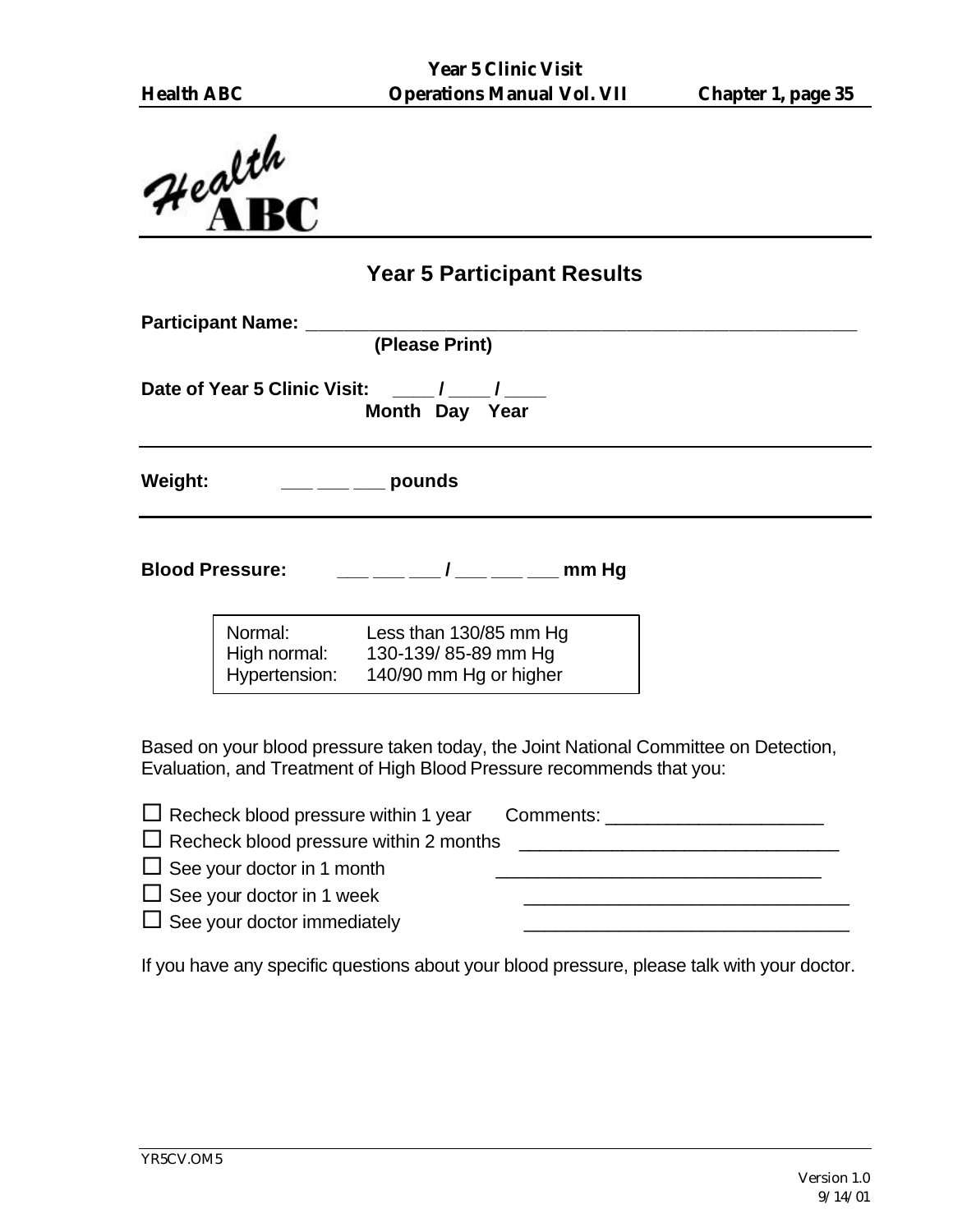Health ABC

## Year 5 Participant Results

**Participant Name:** ______________________________________________________
**(Please Print)**

**Date of Year 5 Clinic Visit:** ____ / ____ / ____
**Month Day Year**

---

**Weight:** ___ ___ ___ **pounds**

---

**Blood Pressure:** ___ ___ ___ / ___ ___ ___ **mm Hg**

| | |
|---|---|
| Normal: | Less than 130/85 mm Hg |
| High normal: | 130-139/ 85-89 mm Hg |
| Hypertension: | 140/90 mm Hg or higher |

Based on your blood pressure taken today, the Joint National Committee on Detection, Evaluation, and Treatment of High Blood Pressure recommends that you:

- ☐ Recheck blood pressure within 1 year  Comments: ______________________
- ☐ Recheck blood pressure within 2 months  ________________________________
- ☐ See your doctor in 1 month  ________________________________
- ☐ See your doctor in 1 week  ________________________________
- ☐ See your doctor immediately  ________________________________

If you have any specific questions about your blood pressure, please talk with your doctor.

YR5CV.OM5

Version 1.0
9/14/01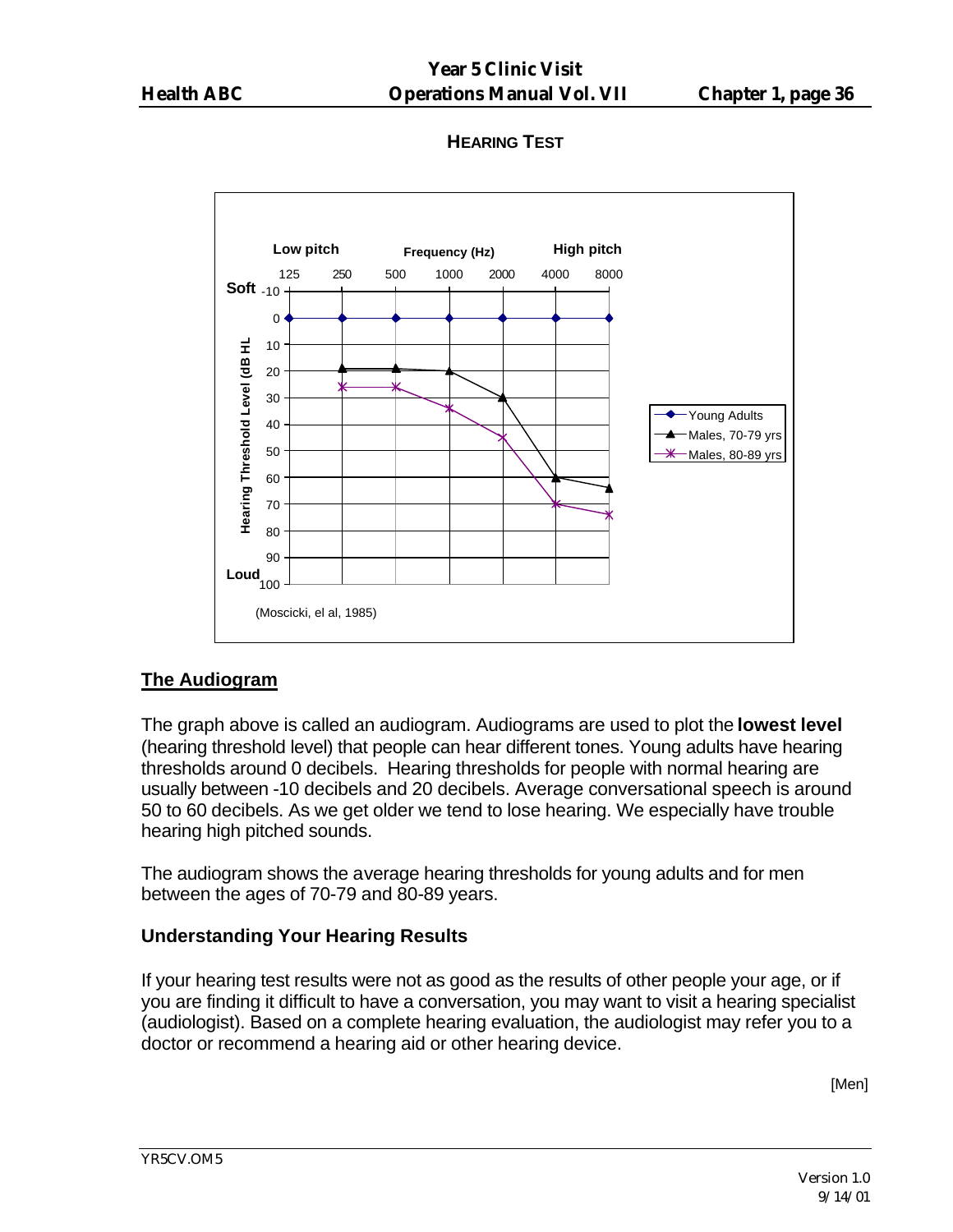## HEARING TEST

Low pitch — Frequency (Hz) — High pitch

125 250 500 1000 2000 4000 8000

Soft

Hearing Threshold Level (dB HL)

Loud

- Young Adults
- Males, 70-79 yrs
- Males, 80-89 yrs

(Moscicki, el al, 1985)

## The Audiogram

The graph above is called an audiogram. Audiograms are used to plot the **lowest level** (hearing threshold level) that people can hear different tones. Young adults have hearing thresholds around 0 decibels. Hearing thresholds for people with normal hearing are usually between -10 decibels and 20 decibels. Average conversational speech is around 50 to 60 decibels. As we get older we tend to lose hearing. We especially have trouble hearing high pitched sounds.

The audiogram shows the average hearing thresholds for young adults and for men between the ages of 70-79 and 80-89 years.

### Understanding Your Hearing Results

If your hearing test results were not as good as the results of other people your age, or if you are finding it difficult to have a conversation, you may want to visit a hearing specialist (audiologist). Based on a complete hearing evaluation, the audiologist may refer you to a doctor or recommend a hearing aid or other hearing device.

[Men]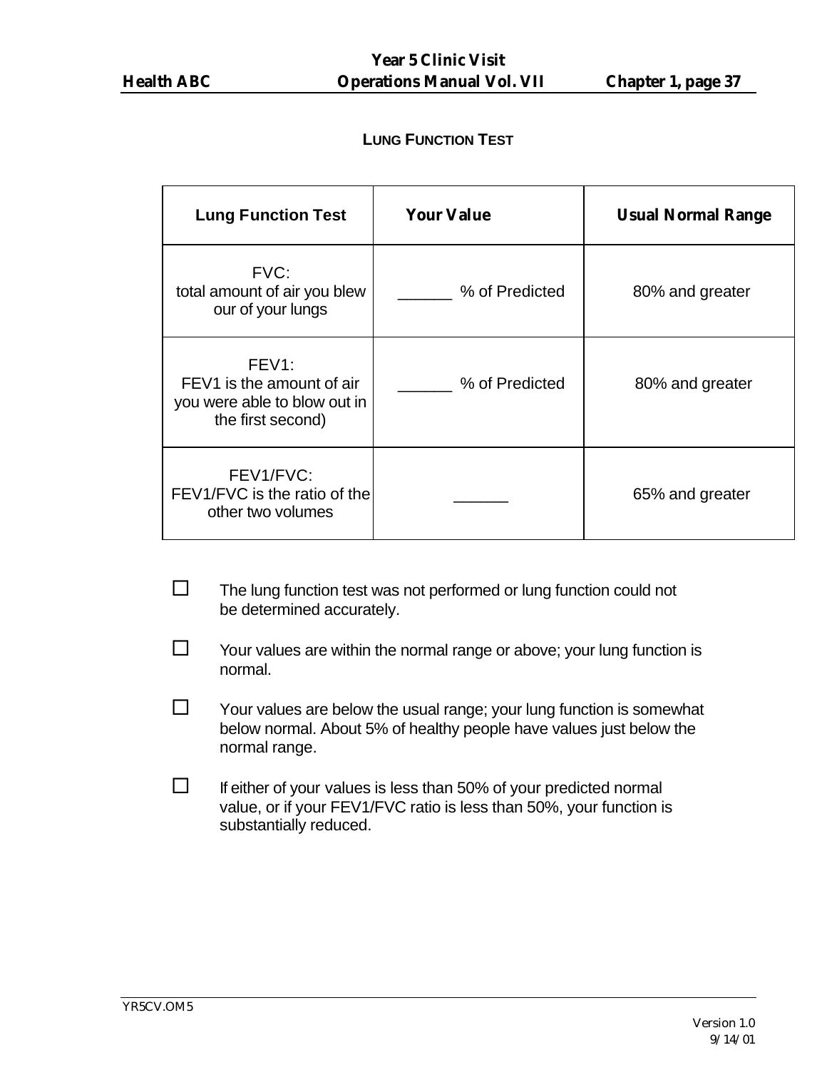## LUNG FUNCTION TEST

| Lung Function Test | Your Value | Usual Normal Range |
|---|---|---|
| FVC:<br>total amount of air you blew our of your lungs | ______ % of Predicted | 80% and greater |
| FEV1:<br>FEV1 is the amount of air you were able to blow out in the first second) | ______ % of Predicted | 80% and greater |
| FEV1/FVC:<br>FEV1/FVC is the ratio of the other two volumes | ______ | 65% and greater |

☐ The lung function test was not performed or lung function could not be determined accurately.

☐ Your values are within the normal range or above; your lung function is normal.

☐ Your values are below the usual range; your lung function is somewhat below normal. About 5% of healthy people have values just below the normal range.

☐ If either of your values is less than 50% of your predicted normal value, or if your FEV1/FVC ratio is less than 50%, your function is substantially reduced.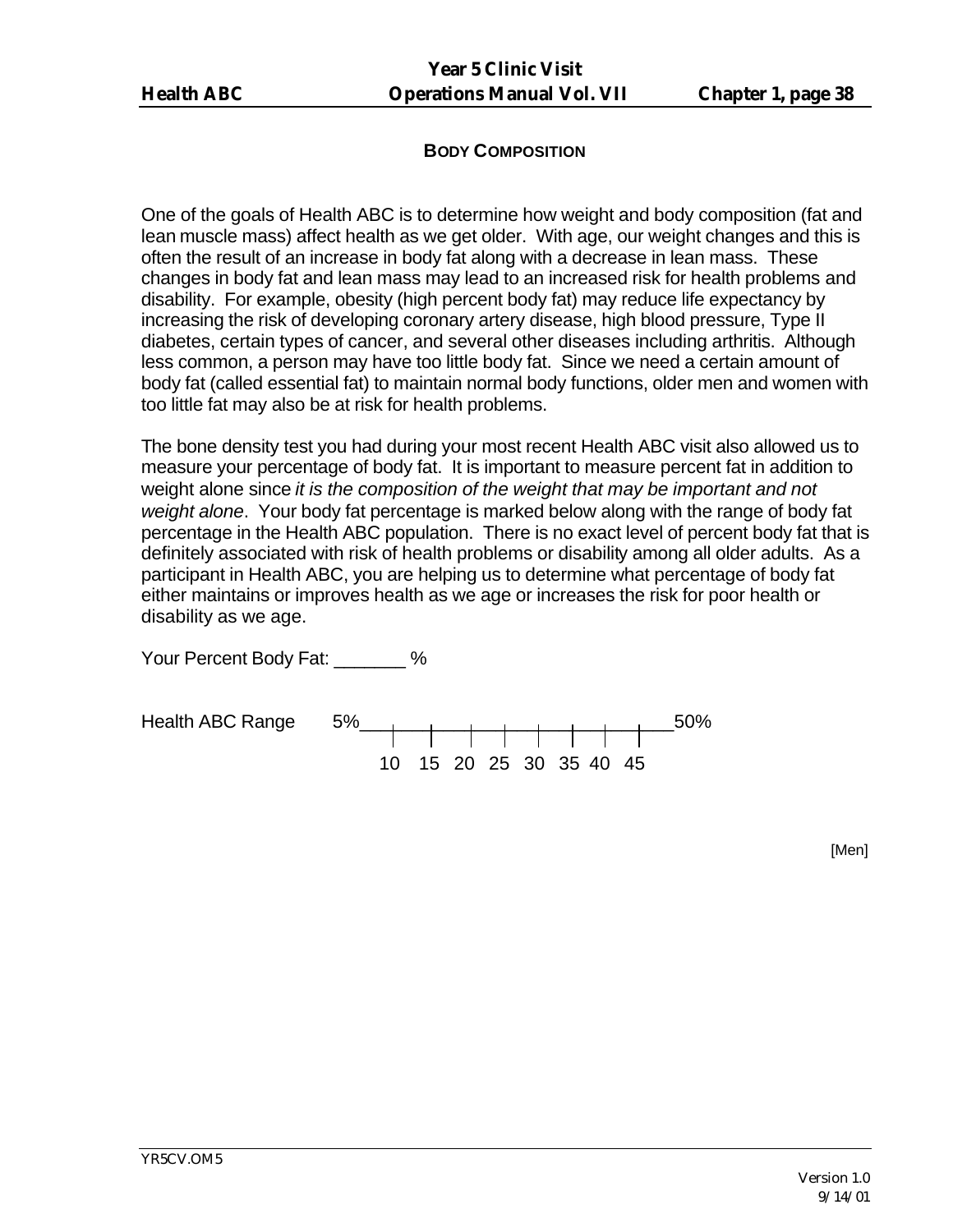## BODY COMPOSITION

One of the goals of Health ABC is to determine how weight and body composition (fat and lean muscle mass) affect health as we get older. With age, our weight changes and this is often the result of an increase in body fat along with a decrease in lean mass. These changes in body fat and lean mass may lead to an increased risk for health problems and disability. For example, obesity (high percent body fat) may reduce life expectancy by increasing the risk of developing coronary artery disease, high blood pressure, Type II diabetes, certain types of cancer, and several other diseases including arthritis. Although less common, a person may have too little body fat. Since we need a certain amount of body fat (called essential fat) to maintain normal body functions, older men and women with too little fat may also be at risk for health problems.

The bone density test you had during your most recent Health ABC visit also allowed us to measure your percentage of body fat. It is important to measure percent fat in addition to weight alone since *it is the composition of the weight that may be important and not weight alone*. Your body fat percentage is marked below along with the range of body fat percentage in the Health ABC population. There is no exact level of percent body fat that is definitely associated with risk of health problems or disability among all older adults. As a participant in Health ABC, you are helping us to determine what percentage of body fat either maintains or improves health as we age or increases the risk for poor health or disability as we age.

Your Percent Body Fat: _______ %

Health ABC Range 5% ___|___|___|___|___|___|___|___|___ 50%

10 15 20 25 30 35 40 45

[Men]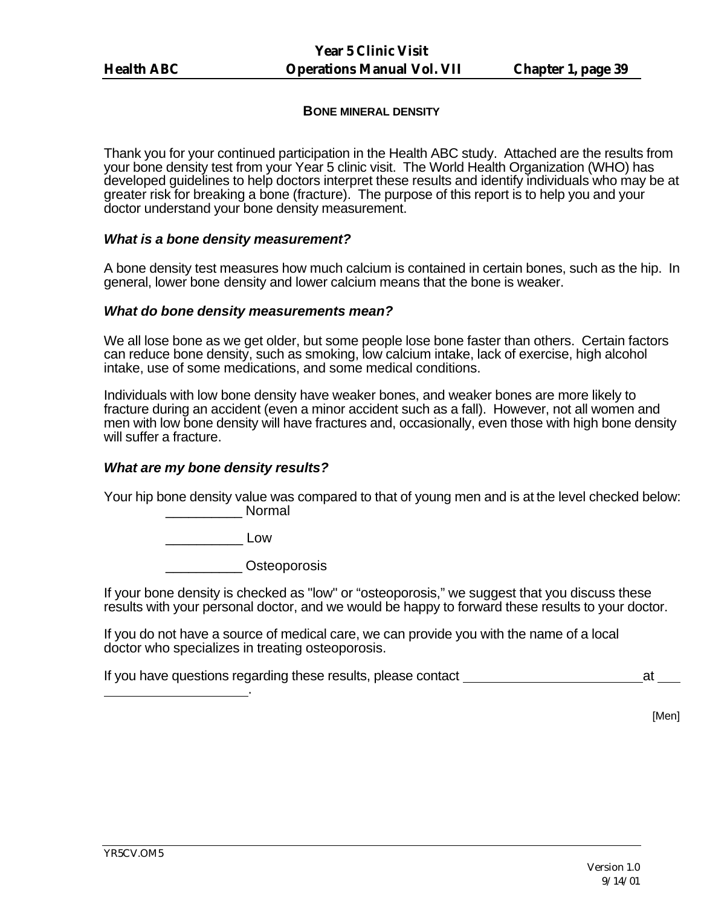## BONE MINERAL DENSITY

Thank you for your continued participation in the Health ABC study. Attached are the results from your bone density test from your Year 5 clinic visit. The World Health Organization (WHO) has developed guidelines to help doctors interpret these results and identify individuals who may be at greater risk for breaking a bone (fracture). The purpose of this report is to help you and your doctor understand your bone density measurement.

***What is a bone density measurement?***

A bone density test measures how much calcium is contained in certain bones, such as the hip. In general, lower bone density and lower calcium means that the bone is weaker.

***What do bone density measurements mean?***

We all lose bone as we get older, but some people lose bone faster than others. Certain factors can reduce bone density, such as smoking, low calcium intake, lack of exercise, high alcohol intake, use of some medications, and some medical conditions.

Individuals with low bone density have weaker bones, and weaker bones are more likely to fracture during an accident (even a minor accident such as a fall). However, not all women and men with low bone density will have fractures and, occasionally, even those with high bone density will suffer a fracture.

***What are my bone density results?***

Your hip bone density value was compared to that of young men and is at the level checked below:

__________ Normal

__________ Low

__________ Osteoporosis

If your bone density is checked as "low" or "osteoporosis," we suggest that you discuss these results with your personal doctor, and we would be happy to forward these results to your doctor.

If you do not have a source of medical care, we can provide you with the name of a local doctor who specializes in treating osteoporosis.

If you have questions regarding these results, please contact __________________________ at ______________________.

[Men]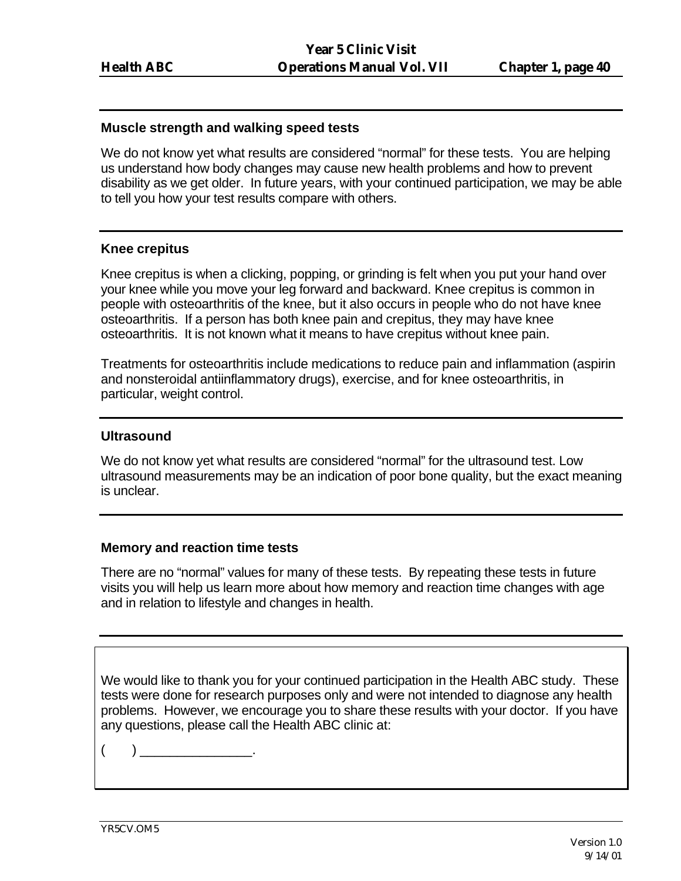### Muscle strength and walking speed tests

We do not know yet what results are considered "normal" for these tests. You are helping us understand how body changes may cause new health problems and how to prevent disability as we get older. In future years, with your continued participation, we may be able to tell you how your test results compare with others.

### Knee crepitus

Knee crepitus is when a clicking, popping, or grinding is felt when you put your hand over your knee while you move your leg forward and backward. Knee crepitus is common in people with osteoarthritis of the knee, but it also occurs in people who do not have knee osteoarthritis. If a person has both knee pain and crepitus, they may have knee osteoarthritis. It is not known what it means to have crepitus without knee pain.

Treatments for osteoarthritis include medications to reduce pain and inflammation (aspirin and nonsteroidal antiinflammatory drugs), exercise, and for knee osteoarthritis, in particular, weight control.

### Ultrasound

We do not know yet what results are considered "normal" for the ultrasound test. Low ultrasound measurements may be an indication of poor bone quality, but the exact meaning is unclear.

### Memory and reaction time tests

There are no "normal" values for many of these tests. By repeating these tests in future visits you will help us learn more about how memory and reaction time changes with age and in relation to lifestyle and changes in health.

We would like to thank you for your continued participation in the Health ABC study. These tests were done for research purposes only and were not intended to diagnose any health problems. However, we encourage you to share these results with your doctor. If you have any questions, please call the Health ABC clinic at:

(     ) ________________.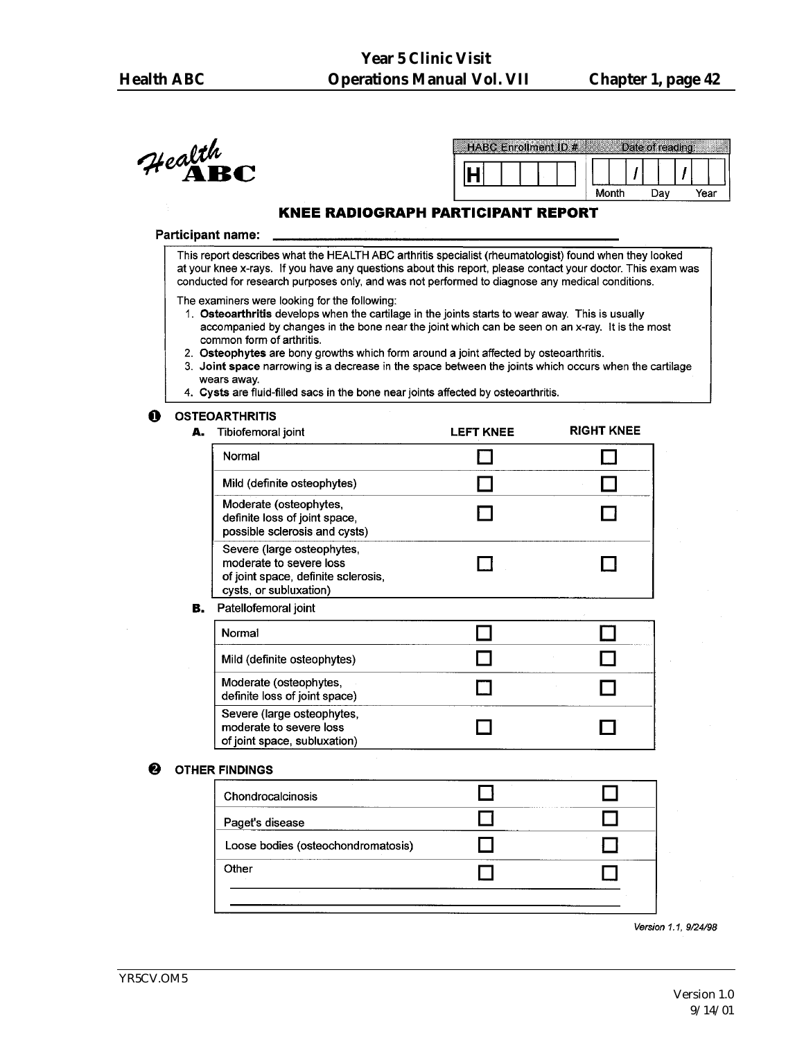Health ABC

| HABC Enrollment ID # | Date of reading: |
|---|---|
| H | / / |
| | Month Day Year |

## KNEE RADIOGRAPH PARTICIPANT REPORT

**Participant name:** ____________________________

This report describes what the HEALTH ABC arthritis specialist (rheumatologist) found when they looked at your knee x-rays. If you have any questions about this report, please contact your doctor. This exam was conducted for research purposes only, and was not performed to diagnose any medical conditions.

The examiners were looking for the following:

1. **Osteoarthritis** develops when the cartilage in the joints starts to wear away. This is usually accompanied by changes in the bone near the joint which can be seen on an x-ray. It is the most common form of arthritis.
2. **Osteophytes are** bony growths which form around a joint affected by osteoarthritis.
3. **Joint space** narrowing is a decrease in the space between the joints which occurs when the cartilage wears away.
4. **Cysts** are fluid-filled sacs in the bone near joints affected by osteoarthritis.

### ❶ OSTEOARTHRITIS

**A.** Tibiofemoral joint

| | LEFT KNEE | RIGHT KNEE |
|---|---|---|
| Normal | ☐ | ☐ |
| Mild (definite osteophytes) | ☐ | ☐ |
| Moderate (osteophytes, definite loss of joint space, possible sclerosis and cysts) | ☐ | ☐ |
| Severe (large osteophytes, moderate to severe loss of joint space, definite sclerosis, cysts, or subluxation) | ☐ | ☐ |

**B.** Patellofemoral joint

| | LEFT KNEE | RIGHT KNEE |
|---|---|---|
| Normal | ☐ | ☐ |
| Mild (definite osteophytes) | ☐ | ☐ |
| Moderate (osteophytes, definite loss of joint space) | ☐ | ☐ |
| Severe (large osteophytes, moderate to severe loss of joint space, subluxation) | ☐ | ☐ |

### ❷ OTHER FINDINGS

| | LEFT KNEE | RIGHT KNEE |
|---|---|---|
| Chondrocalcinosis | ☐ | ☐ |
| Paget's disease | ☐ | ☐ |
| Loose bodies (osteochondromatosis) | ☐ | ☐ |
| Other ____________________________ | ☐ | ☐ |

*Version 1.1, 9/24/98*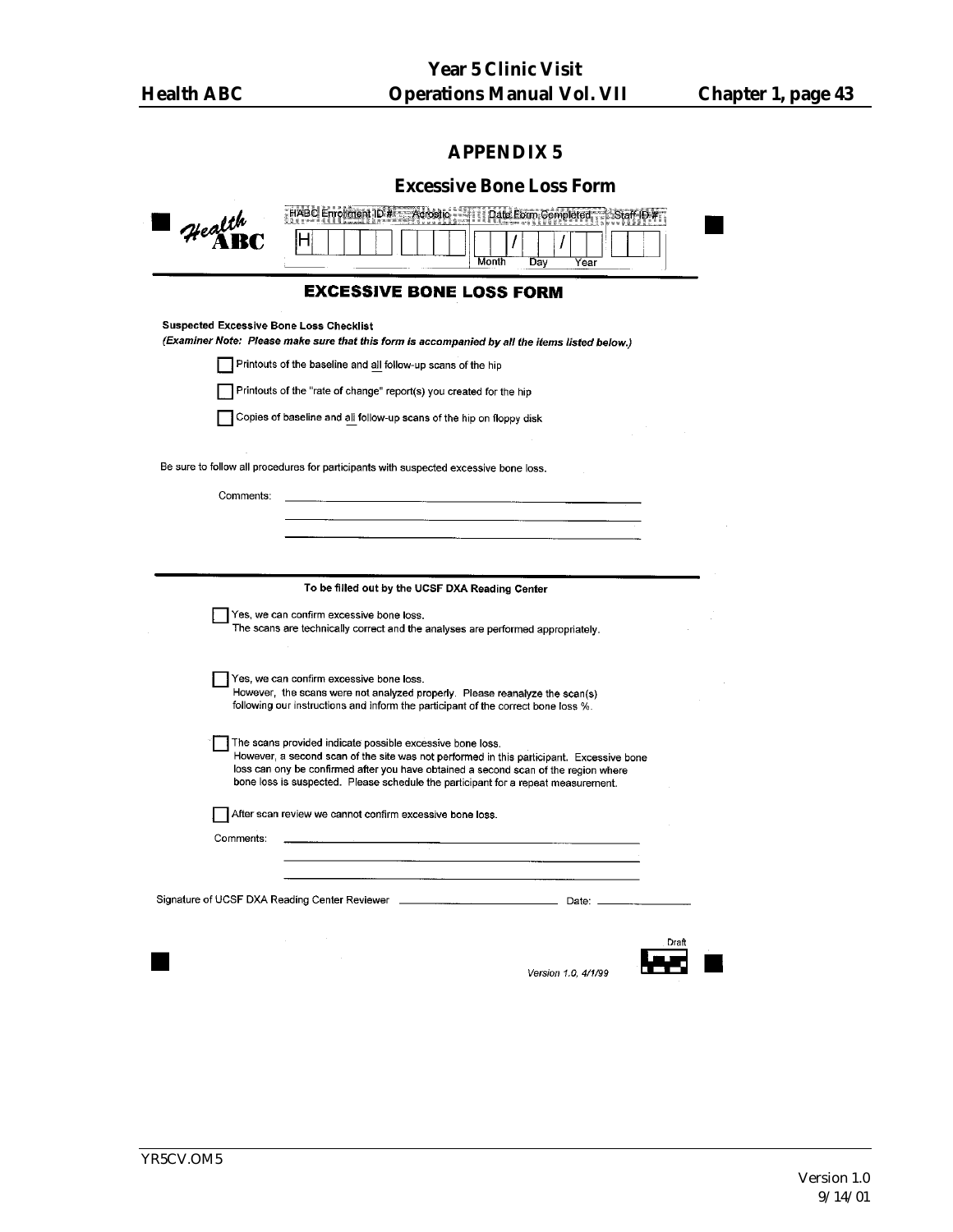# APPENDIX 5

## Excessive Bone Loss Form

Health ABC

| HABC Enrollment ID # | Acrostic | Date Form Completed | Staff ID # |
|---|---|---|---|
| H | | / / (Month Day Year) | |

### EXCESSIVE BONE LOSS FORM

**Suspected Excessive Bone Loss Checklist**

***(Examiner Note: Please make sure that this form is accompanied by all the items listed below.)***

- ☐ Printouts of the baseline and all follow-up scans of the hip
- ☐ Printouts of the "rate of change" report(s) you created for the hip
- ☐ Copies of baseline and all follow-up scans of the hip on floppy disk

Be sure to follow all procedures for participants with suspected excessive bone loss.

Comments: ______________________________________________

______________________________________________

______________________________________________

**To be filled out by the UCSF DXA Reading Center**

☐ Yes, we can confirm excessive bone loss.
The scans are technically correct and the analyses are performed appropriately.

☐ Yes, we can confirm excessive bone loss.
However, the scans were not analyzed properly. Please reanalyze the scan(s) following our instructions and inform the participant of the correct bone loss %.

☐ The scans provided indicate possible excessive bone loss.
However, a second scan of the site was not performed in this participant. Excessive bone loss can ony be confirmed after you have obtained a second scan of the region where bone loss is suspected. Please schedule the participant for a repeat measurement.

☐ After scan review we cannot confirm excessive bone loss.

Comments: ______________________________________________

______________________________________________

______________________________________________

Signature of UCSF DXA Reading Center Reviewer ____________________ Date: ____________

Draft

*Version 1.0, 4/1/99*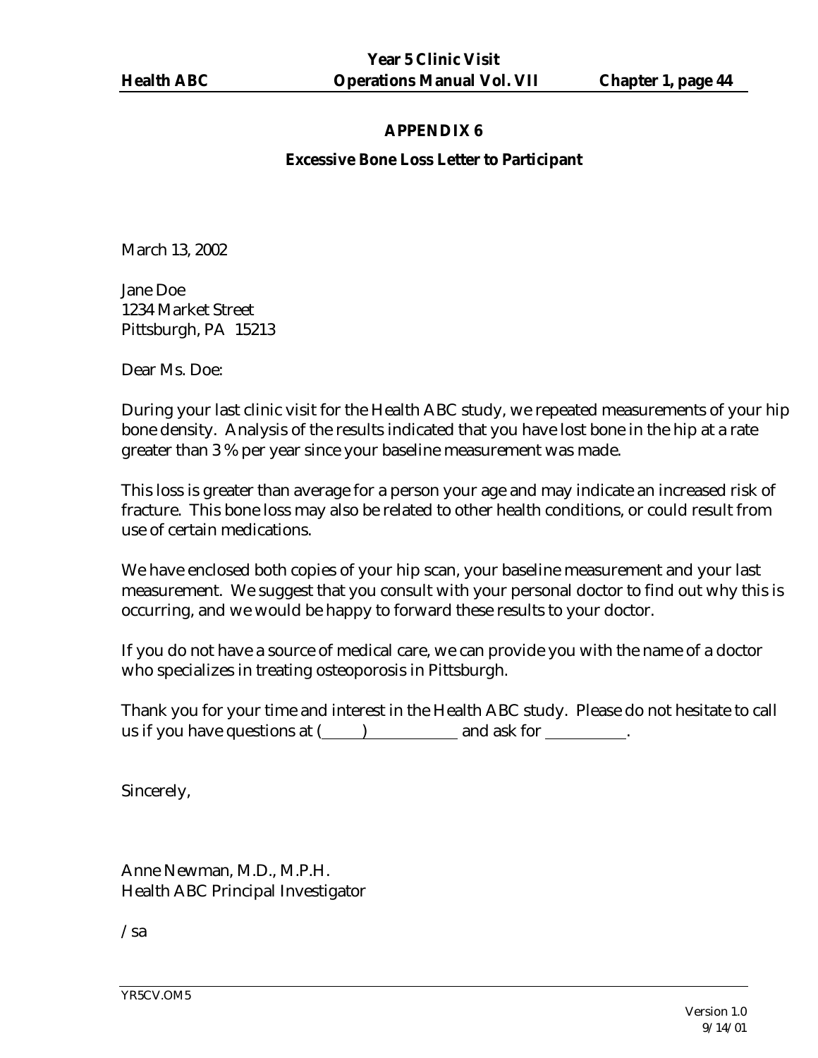## APPENDIX 6

### Excessive Bone Loss Letter to Participant

March 13, 2002

Jane Doe
1234 Market Street
Pittsburgh, PA 15213

Dear Ms. Doe:

During your last clinic visit for the Health ABC study, we repeated measurements of your hip bone density. Analysis of the results indicated that you have lost bone in the hip at a rate greater than 3 % per year since your baseline measurement was made.

This loss is greater than average for a person your age and may indicate an increased risk of fracture. This bone loss may also be related to other health conditions, or could result from use of certain medications.

We have enclosed both copies of your hip scan, your baseline measurement and your last measurement. We suggest that you consult with your personal doctor to find out why this is occurring, and we would be happy to forward these results to your doctor.

If you do not have a source of medical care, we can provide you with the name of a doctor who specializes in treating osteoporosis in Pittsburgh.

Thank you for your time and interest in the Health ABC study. Please do not hesitate to call us if you have questions at (\_\_\_\_)\_\_\_\_\_\_\_\_\_\_ and ask for \_\_\_\_\_\_\_\_\_\_.

Sincerely,

Anne Newman, M.D., M.P.H.
Health ABC Principal Investigator

/sa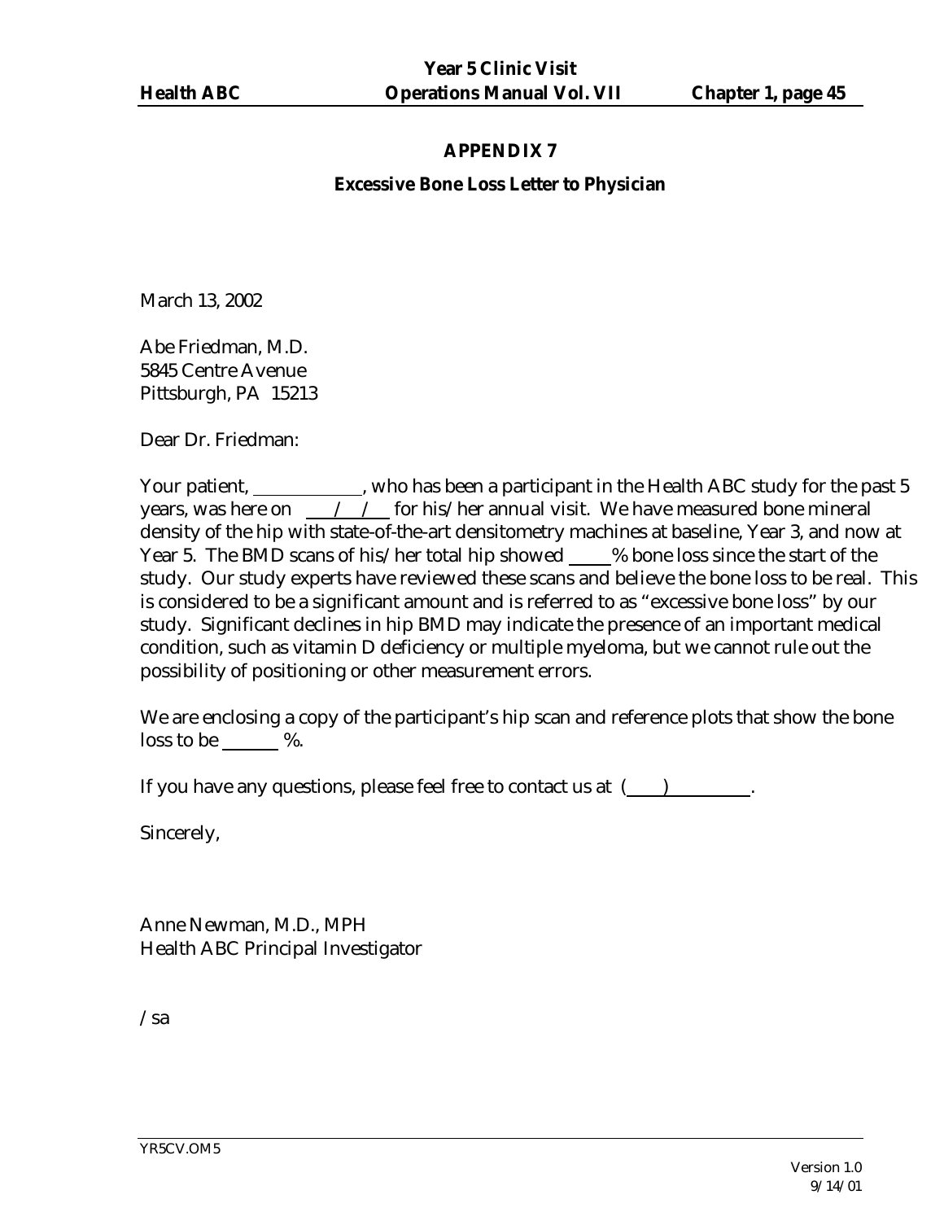## APPENDIX 7

### Excessive Bone Loss Letter to Physician

March 13, 2002

Abe Friedman, M.D.
5845 Centre Avenue
Pittsburgh, PA 15213

Dear Dr. Friedman:

Your patient, ____________, who has been a participant in the Health ABC study for the past 5 years, was here on ___/___/___ for his/her annual visit. We have measured bone mineral density of the hip with state-of-the-art densitometry machines at baseline, Year 3, and now at Year 5. The BMD scans of his/her total hip showed _____% bone loss since the start of the study. Our study experts have reviewed these scans and believe the bone loss to be real. This is considered to be a significant amount and is referred to as "excessive bone loss" by our study. Significant declines in hip BMD may indicate the presence of an important medical condition, such as vitamin D deficiency or multiple myeloma, but we cannot rule out the possibility of positioning or other measurement errors.

We are enclosing a copy of the participant's hip scan and reference plots that show the bone loss to be ______ %.

If you have any questions, please feel free to contact us at (____)__________.

Sincerely,

Anne Newman, M.D., MPH
Health ABC Principal Investigator

/sa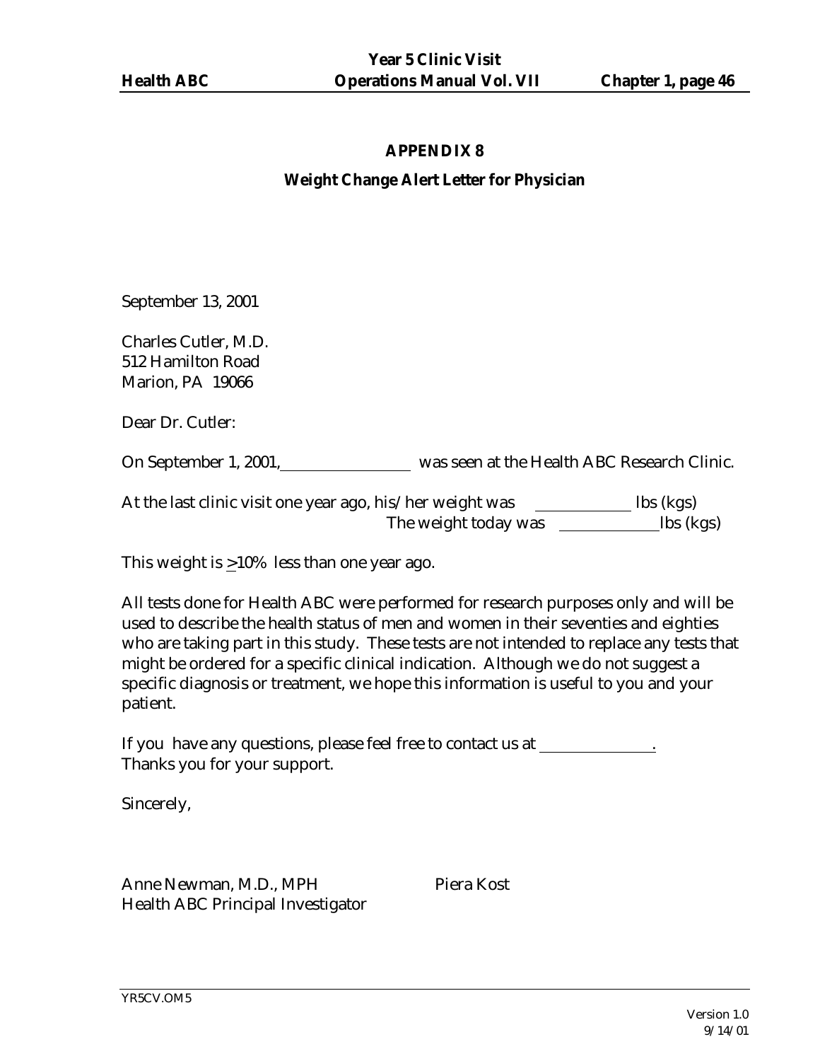## APPENDIX 8

### Weight Change Alert Letter for Physician

September 13, 2001

Charles Cutler, M.D.
512 Hamilton Road
Marion, PA 19066

Dear Dr. Cutler:

On September 1, 2001, ________________ was seen at the Health ABC Research Clinic.

At the last clinic visit one year ago, his/her weight was ____________ lbs (kgs)
The weight today was ____________ lbs (kgs)

This weight is $\geq$10% less than one year ago.

All tests done for Health ABC were performed for research purposes only and will be used to describe the health status of men and women in their seventies and eighties who are taking part in this study. These tests are not intended to replace any tests that might be ordered for a specific clinical indication. Although we do not suggest a specific diagnosis or treatment, we hope this information is useful to you and your patient.

If you have any questions, please feel free to contact us at ______________.
Thanks you for your support.

Sincerely,

Anne Newman, M.D., MPH
Health ABC Principal Investigator

Piera Kost